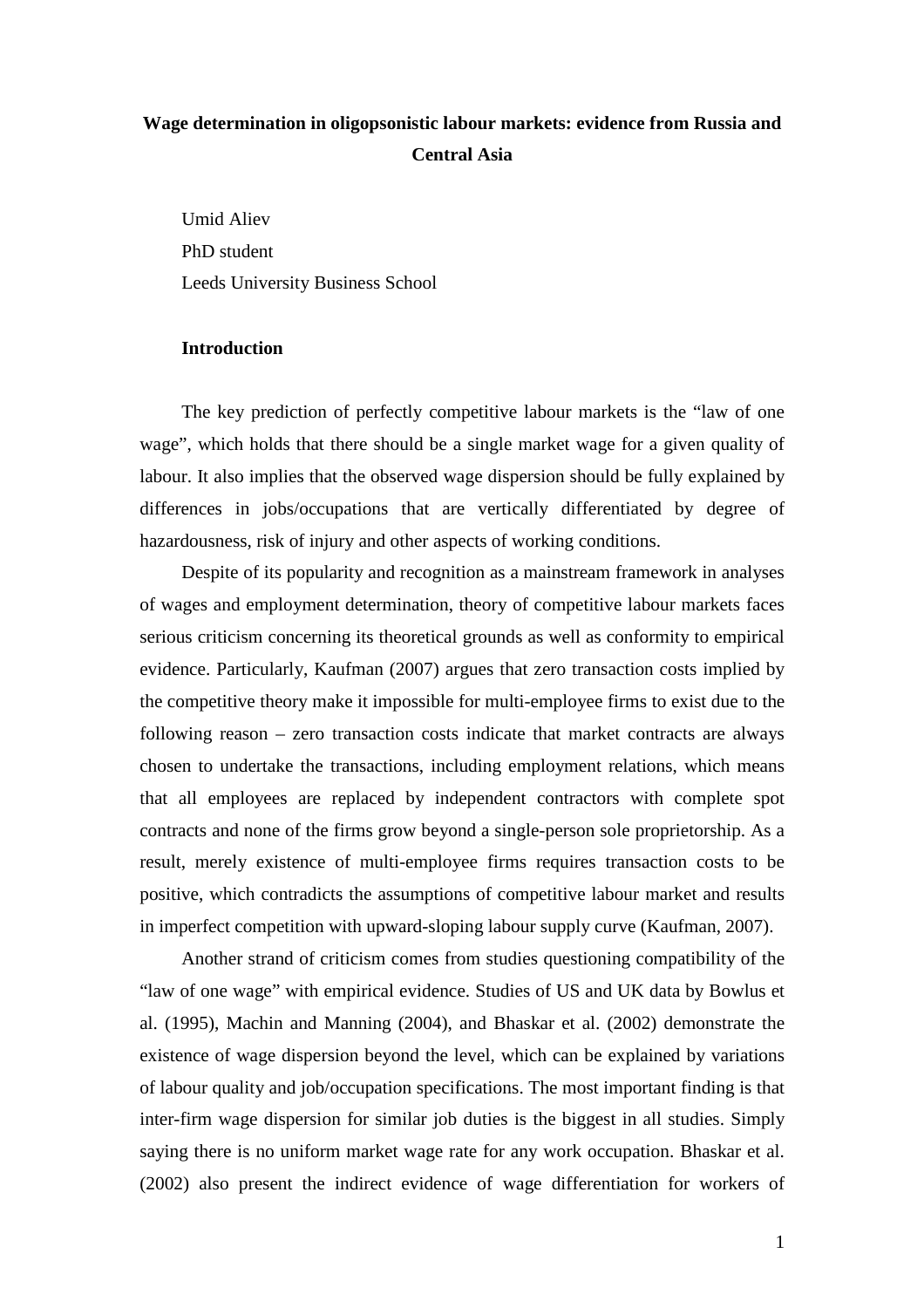# Wage determination in oligopsonistic labour markets: evidence from Russia and Central Asia

Umid Aliev
PhD student
Leeds University Business School

## Introduction

The key prediction of perfectly competitive labour markets is the "law of one wage", which holds that there should be a single market wage for a given quality of labour. It also implies that the observed wage dispersion should be fully explained by differences in jobs/occupations that are vertically differentiated by degree of hazardousness, risk of injury and other aspects of working conditions.

Despite of its popularity and recognition as a mainstream framework in analyses of wages and employment determination, theory of competitive labour markets faces serious criticism concerning its theoretical grounds as well as conformity to empirical evidence. Particularly, Kaufman (2007) argues that zero transaction costs implied by the competitive theory make it impossible for multi-employee firms to exist due to the following reason – zero transaction costs indicate that market contracts are always chosen to undertake the transactions, including employment relations, which means that all employees are replaced by independent contractors with complete spot contracts and none of the firms grow beyond a single-person sole proprietorship. As a result, merely existence of multi-employee firms requires transaction costs to be positive, which contradicts the assumptions of competitive labour market and results in imperfect competition with upward-sloping labour supply curve (Kaufman, 2007).

Another strand of criticism comes from studies questioning compatibility of the "law of one wage" with empirical evidence. Studies of US and UK data by Bowlus et al. (1995), Machin and Manning (2004), and Bhaskar et al. (2002) demonstrate the existence of wage dispersion beyond the level, which can be explained by variations of labour quality and job/occupation specifications. The most important finding is that inter-firm wage dispersion for similar job duties is the biggest in all studies. Simply saying there is no uniform market wage rate for any work occupation. Bhaskar et al. (2002) also present the indirect evidence of wage differentiation for workers of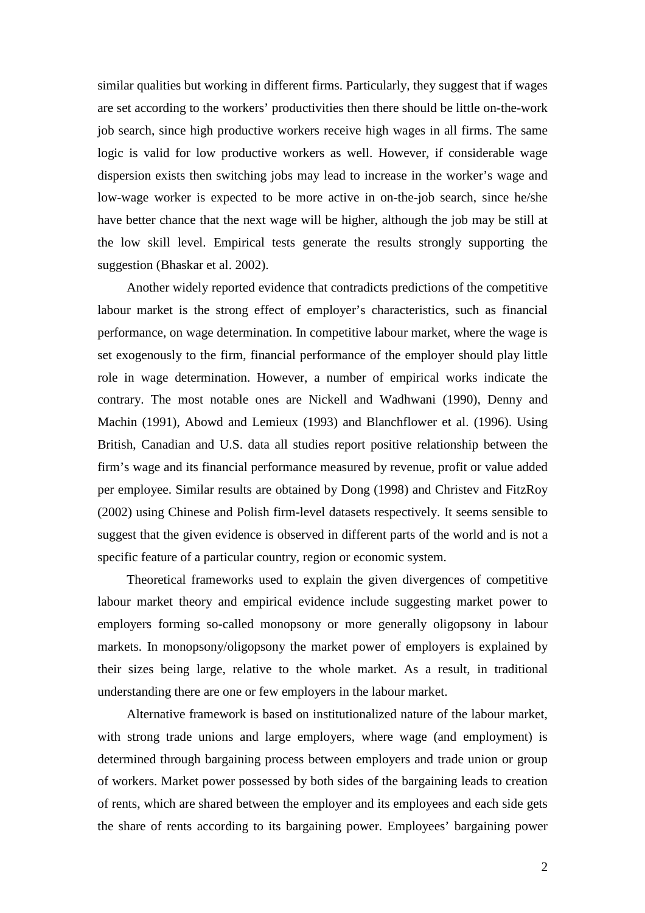similar qualities but working in different firms. Particularly, they suggest that if wages are set according to the workers' productivities then there should be little on-the-work job search, since high productive workers receive high wages in all firms. The same logic is valid for low productive workers as well. However, if considerable wage dispersion exists then switching jobs may lead to increase in the worker's wage and low-wage worker is expected to be more active in on-the-job search, since he/she have better chance that the next wage will be higher, although the job may be still at the low skill level. Empirical tests generate the results strongly supporting the suggestion (Bhaskar et al. 2002).

Another widely reported evidence that contradicts predictions of the competitive labour market is the strong effect of employer's characteristics, such as financial performance, on wage determination. In competitive labour market, where the wage is set exogenously to the firm, financial performance of the employer should play little role in wage determination. However, a number of empirical works indicate the contrary. The most notable ones are Nickell and Wadhwani (1990), Denny and Machin (1991), Abowd and Lemieux (1993) and Blanchflower et al. (1996). Using British, Canadian and U.S. data all studies report positive relationship between the firm's wage and its financial performance measured by revenue, profit or value added per employee. Similar results are obtained by Dong (1998) and Christev and FitzRoy (2002) using Chinese and Polish firm-level datasets respectively. It seems sensible to suggest that the given evidence is observed in different parts of the world and is not a specific feature of a particular country, region or economic system.

Theoretical frameworks used to explain the given divergences of competitive labour market theory and empirical evidence include suggesting market power to employers forming so-called monopsony or more generally oligopsony in labour markets. In monopsony/oligopsony the market power of employers is explained by their sizes being large, relative to the whole market. As a result, in traditional understanding there are one or few employers in the labour market.

Alternative framework is based on institutionalized nature of the labour market, with strong trade unions and large employers, where wage (and employment) is determined through bargaining process between employers and trade union or group of workers. Market power possessed by both sides of the bargaining leads to creation of rents, which are shared between the employer and its employees and each side gets the share of rents according to its bargaining power. Employees' bargaining power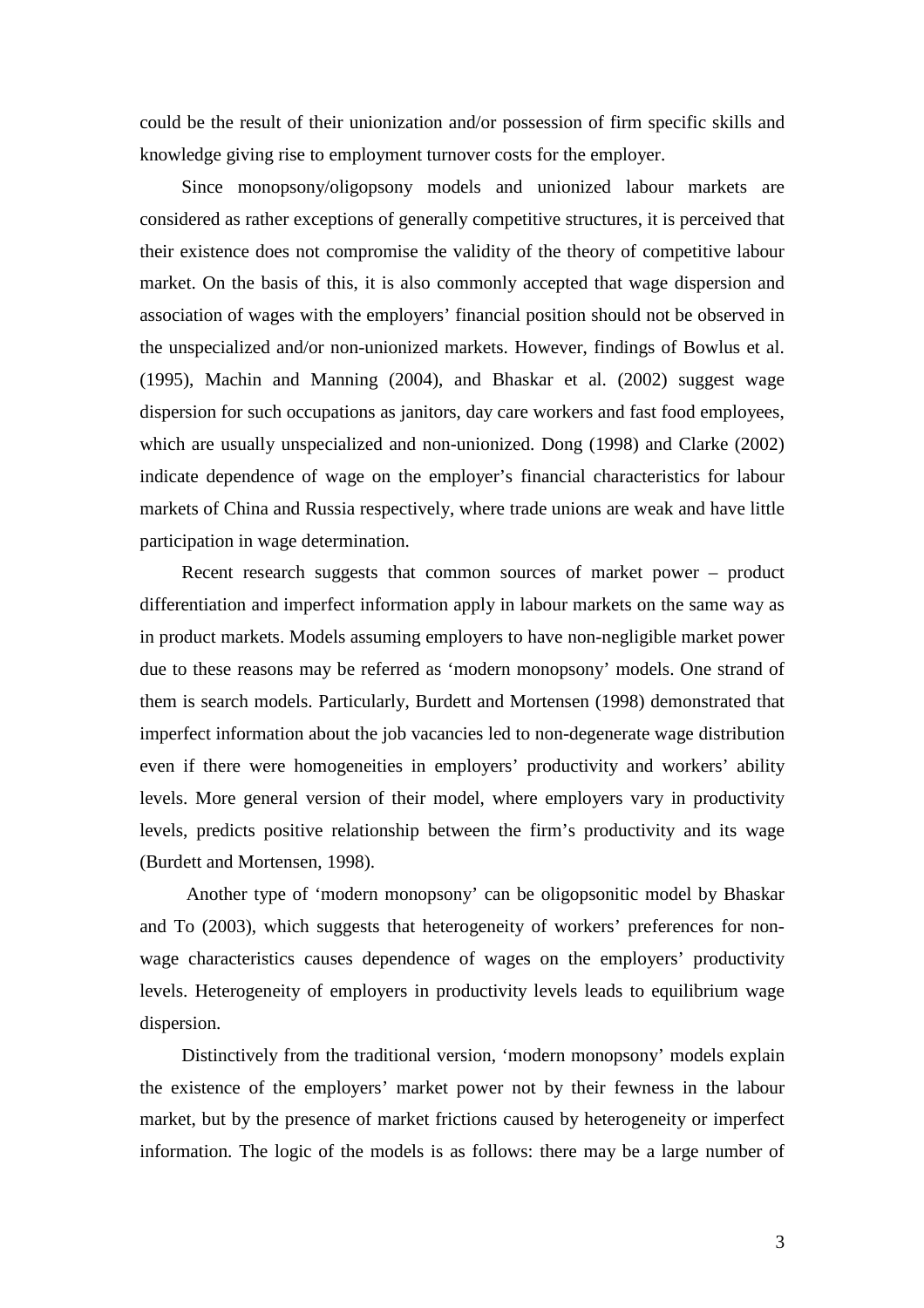could be the result of their unionization and/or possession of firm specific skills and knowledge giving rise to employment turnover costs for the employer.

Since monopsony/oligopsony models and unionized labour markets are considered as rather exceptions of generally competitive structures, it is perceived that their existence does not compromise the validity of the theory of competitive labour market. On the basis of this, it is also commonly accepted that wage dispersion and association of wages with the employers' financial position should not be observed in the unspecialized and/or non-unionized markets. However, findings of Bowlus et al. (1995), Machin and Manning (2004), and Bhaskar et al. (2002) suggest wage dispersion for such occupations as janitors, day care workers and fast food employees, which are usually unspecialized and non-unionized. Dong (1998) and Clarke (2002) indicate dependence of wage on the employer's financial characteristics for labour markets of China and Russia respectively, where trade unions are weak and have little participation in wage determination.

Recent research suggests that common sources of market power – product differentiation and imperfect information apply in labour markets on the same way as in product markets. Models assuming employers to have non-negligible market power due to these reasons may be referred as 'modern monopsony' models. One strand of them is search models. Particularly, Burdett and Mortensen (1998) demonstrated that imperfect information about the job vacancies led to non-degenerate wage distribution even if there were homogeneities in employers' productivity and workers' ability levels. More general version of their model, where employers vary in productivity levels, predicts positive relationship between the firm's productivity and its wage (Burdett and Mortensen, 1998).

Another type of 'modern monopsony' can be oligopsonitic model by Bhaskar and To (2003), which suggests that heterogeneity of workers' preferences for non-wage characteristics causes dependence of wages on the employers' productivity levels. Heterogeneity of employers in productivity levels leads to equilibrium wage dispersion.

Distinctively from the traditional version, 'modern monopsony' models explain the existence of the employers' market power not by their fewness in the labour market, but by the presence of market frictions caused by heterogeneity or imperfect information. The logic of the models is as follows: there may be a large number of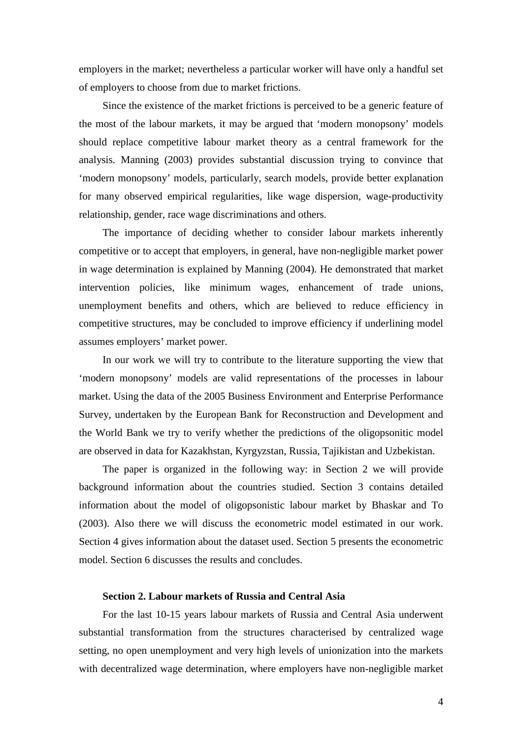employers in the market; nevertheless a particular worker will have only a handful set of employers to choose from due to market frictions.

Since the existence of the market frictions is perceived to be a generic feature of the most of the labour markets, it may be argued that 'modern monopsony' models should replace competitive labour market theory as a central framework for the analysis. Manning (2003) provides substantial discussion trying to convince that 'modern monopsony' models, particularly, search models, provide better explanation for many observed empirical regularities, like wage dispersion, wage-productivity relationship, gender, race wage discriminations and others.

The importance of deciding whether to consider labour markets inherently competitive or to accept that employers, in general, have non-negligible market power in wage determination is explained by Manning (2004). He demonstrated that market intervention policies, like minimum wages, enhancement of trade unions, unemployment benefits and others, which are believed to reduce efficiency in competitive structures, may be concluded to improve efficiency if underlining model assumes employers' market power.

In our work we will try to contribute to the literature supporting the view that 'modern monopsony' models are valid representations of the processes in labour market. Using the data of the 2005 Business Environment and Enterprise Performance Survey, undertaken by the European Bank for Reconstruction and Development and the World Bank we try to verify whether the predictions of the oligopsonitic model are observed in data for Kazakhstan, Kyrgyzstan, Russia, Tajikistan and Uzbekistan.

The paper is organized in the following way: in Section 2 we will provide background information about the countries studied. Section 3 contains detailed information about the model of oligopsonistic labour market by Bhaskar and To (2003). Also there we will discuss the econometric model estimated in our work. Section 4 gives information about the dataset used. Section 5 presents the econometric model. Section 6 discusses the results and concludes.

## Section 2. Labour markets of Russia and Central Asia

For the last 10-15 years labour markets of Russia and Central Asia underwent substantial transformation from the structures characterised by centralized wage setting, no open unemployment and very high levels of unionization into the markets with decentralized wage determination, where employers have non-negligible market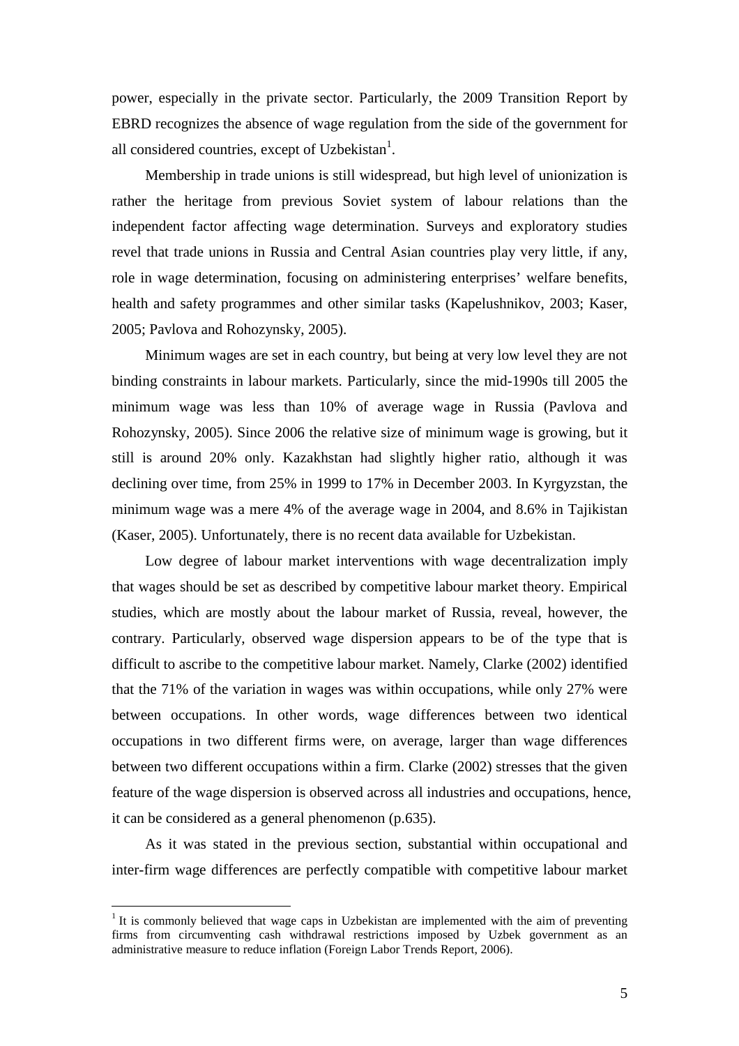power, especially in the private sector. Particularly, the 2009 Transition Report by EBRD recognizes the absence of wage regulation from the side of the government for all considered countries, except of Uzbekistan[1].

Membership in trade unions is still widespread, but high level of unionization is rather the heritage from previous Soviet system of labour relations than the independent factor affecting wage determination. Surveys and exploratory studies revel that trade unions in Russia and Central Asian countries play very little, if any, role in wage determination, focusing on administering enterprises' welfare benefits, health and safety programmes and other similar tasks (Kapelushnikov, 2003; Kaser, 2005; Pavlova and Rohozynsky, 2005).

Minimum wages are set in each country, but being at very low level they are not binding constraints in labour markets. Particularly, since the mid-1990s till 2005 the minimum wage was less than 10% of average wage in Russia (Pavlova and Rohozynsky, 2005). Since 2006 the relative size of minimum wage is growing, but it still is around 20% only. Kazakhstan had slightly higher ratio, although it was declining over time, from 25% in 1999 to 17% in December 2003. In Kyrgyzstan, the minimum wage was a mere 4% of the average wage in 2004, and 8.6% in Tajikistan (Kaser, 2005). Unfortunately, there is no recent data available for Uzbekistan.

Low degree of labour market interventions with wage decentralization imply that wages should be set as described by competitive labour market theory. Empirical studies, which are mostly about the labour market of Russia, reveal, however, the contrary. Particularly, observed wage dispersion appears to be of the type that is difficult to ascribe to the competitive labour market. Namely, Clarke (2002) identified that the 71% of the variation in wages was within occupations, while only 27% were between occupations. In other words, wage differences between two identical occupations in two different firms were, on average, larger than wage differences between two different occupations within a firm. Clarke (2002) stresses that the given feature of the wage dispersion is observed across all industries and occupations, hence, it can be considered as a general phenomenon (p.635).

As it was stated in the previous section, substantial within occupational and inter-firm wage differences are perfectly compatible with competitive labour market

[1] It is commonly believed that wage caps in Uzbekistan are implemented with the aim of preventing firms from circumventing cash withdrawal restrictions imposed by Uzbek government as an administrative measure to reduce inflation (Foreign Labor Trends Report, 2006).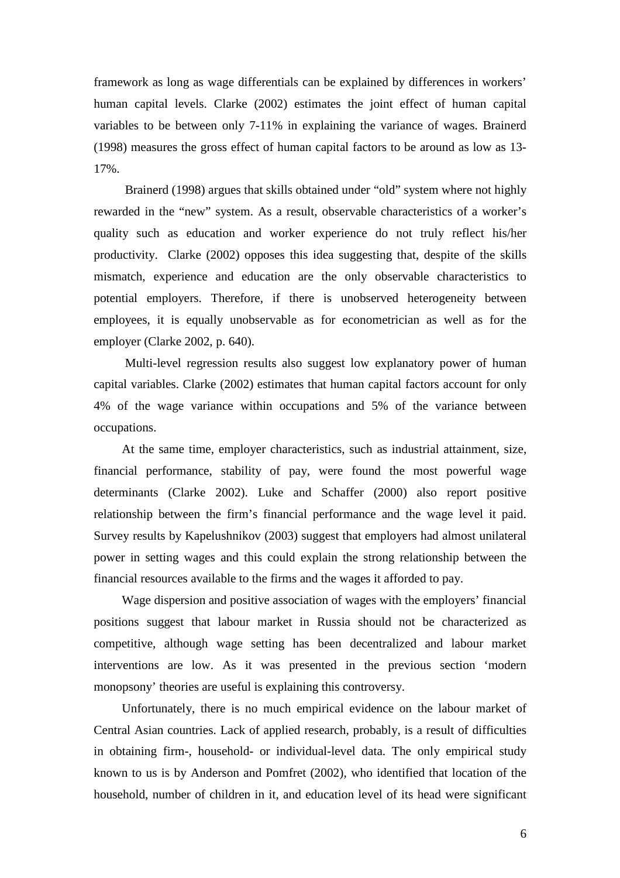framework as long as wage differentials can be explained by differences in workers' human capital levels. Clarke (2002) estimates the joint effect of human capital variables to be between only 7-11% in explaining the variance of wages. Brainerd (1998) measures the gross effect of human capital factors to be around as low as 13-17%.

Brainerd (1998) argues that skills obtained under "old" system where not highly rewarded in the "new" system. As a result, observable characteristics of a worker's quality such as education and worker experience do not truly reflect his/her productivity. Clarke (2002) opposes this idea suggesting that, despite of the skills mismatch, experience and education are the only observable characteristics to potential employers. Therefore, if there is unobserved heterogeneity between employees, it is equally unobservable as for econometrician as well as for the employer (Clarke 2002, p. 640).

Multi-level regression results also suggest low explanatory power of human capital variables. Clarke (2002) estimates that human capital factors account for only 4% of the wage variance within occupations and 5% of the variance between occupations.

At the same time, employer characteristics, such as industrial attainment, size, financial performance, stability of pay, were found the most powerful wage determinants (Clarke 2002). Luke and Schaffer (2000) also report positive relationship between the firm's financial performance and the wage level it paid. Survey results by Kapelushnikov (2003) suggest that employers had almost unilateral power in setting wages and this could explain the strong relationship between the financial resources available to the firms and the wages it afforded to pay.

Wage dispersion and positive association of wages with the employers' financial positions suggest that labour market in Russia should not be characterized as competitive, although wage setting has been decentralized and labour market interventions are low. As it was presented in the previous section 'modern monopsony' theories are useful is explaining this controversy.

Unfortunately, there is no much empirical evidence on the labour market of Central Asian countries. Lack of applied research, probably, is a result of difficulties in obtaining firm-, household- or individual-level data. The only empirical study known to us is by Anderson and Pomfret (2002), who identified that location of the household, number of children in it, and education level of its head were significant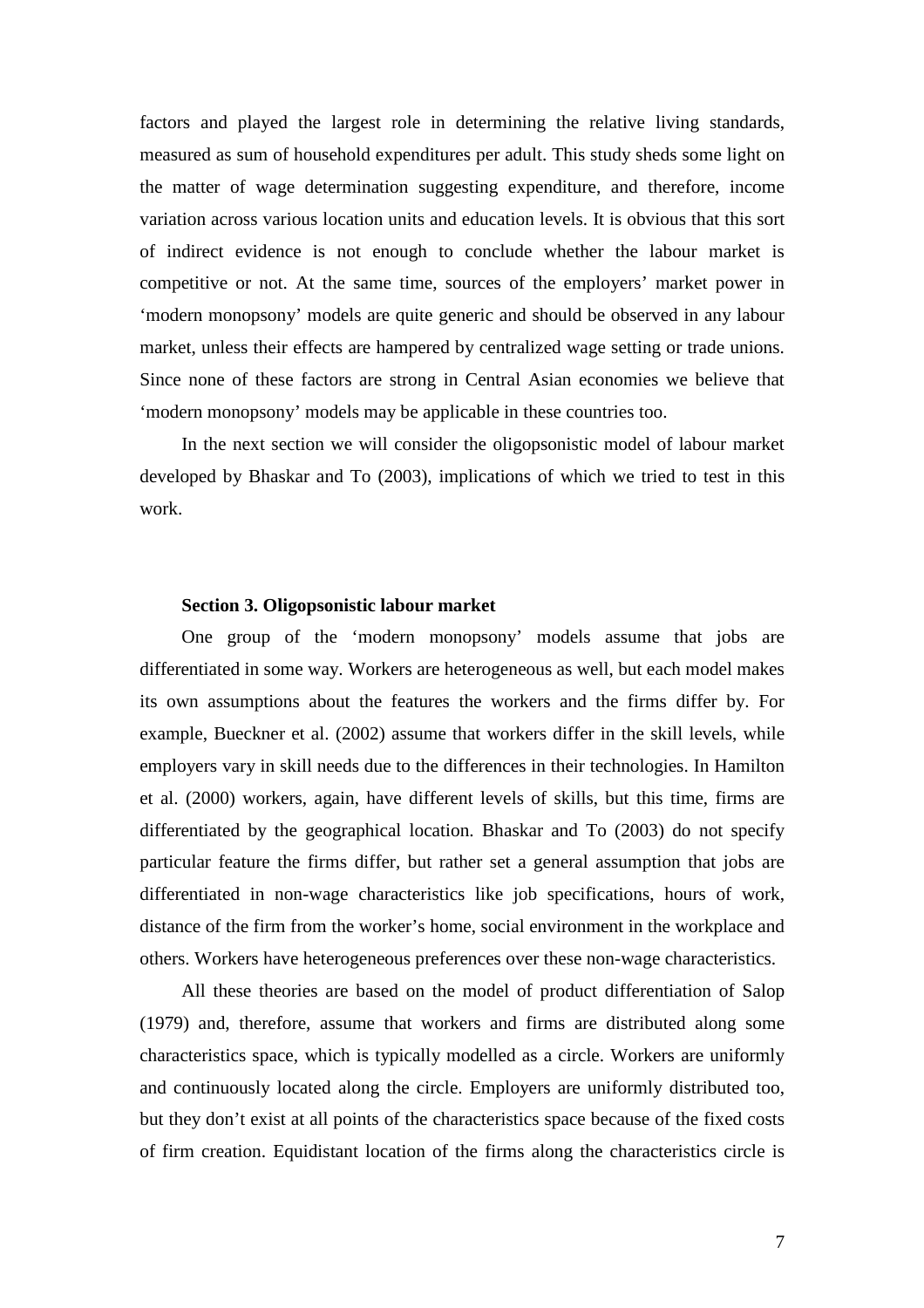factors and played the largest role in determining the relative living standards, measured as sum of household expenditures per adult. This study sheds some light on the matter of wage determination suggesting expenditure, and therefore, income variation across various location units and education levels. It is obvious that this sort of indirect evidence is not enough to conclude whether the labour market is competitive or not. At the same time, sources of the employers' market power in 'modern monopsony' models are quite generic and should be observed in any labour market, unless their effects are hampered by centralized wage setting or trade unions. Since none of these factors are strong in Central Asian economies we believe that 'modern monopsony' models may be applicable in these countries too.

In the next section we will consider the oligopsonistic model of labour market developed by Bhaskar and To (2003), implications of which we tried to test in this work.

### Section 3. Oligopsonistic labour market

One group of the 'modern monopsony' models assume that jobs are differentiated in some way. Workers are heterogeneous as well, but each model makes its own assumptions about the features the workers and the firms differ by. For example, Bueckner et al. (2002) assume that workers differ in the skill levels, while employers vary in skill needs due to the differences in their technologies. In Hamilton et al. (2000) workers, again, have different levels of skills, but this time, firms are differentiated by the geographical location. Bhaskar and To (2003) do not specify particular feature the firms differ, but rather set a general assumption that jobs are differentiated in non-wage characteristics like job specifications, hours of work, distance of the firm from the worker's home, social environment in the workplace and others. Workers have heterogeneous preferences over these non-wage characteristics.

All these theories are based on the model of product differentiation of Salop (1979) and, therefore, assume that workers and firms are distributed along some characteristics space, which is typically modelled as a circle. Workers are uniformly and continuously located along the circle. Employers are uniformly distributed too, but they don't exist at all points of the characteristics space because of the fixed costs of firm creation. Equidistant location of the firms along the characteristics circle is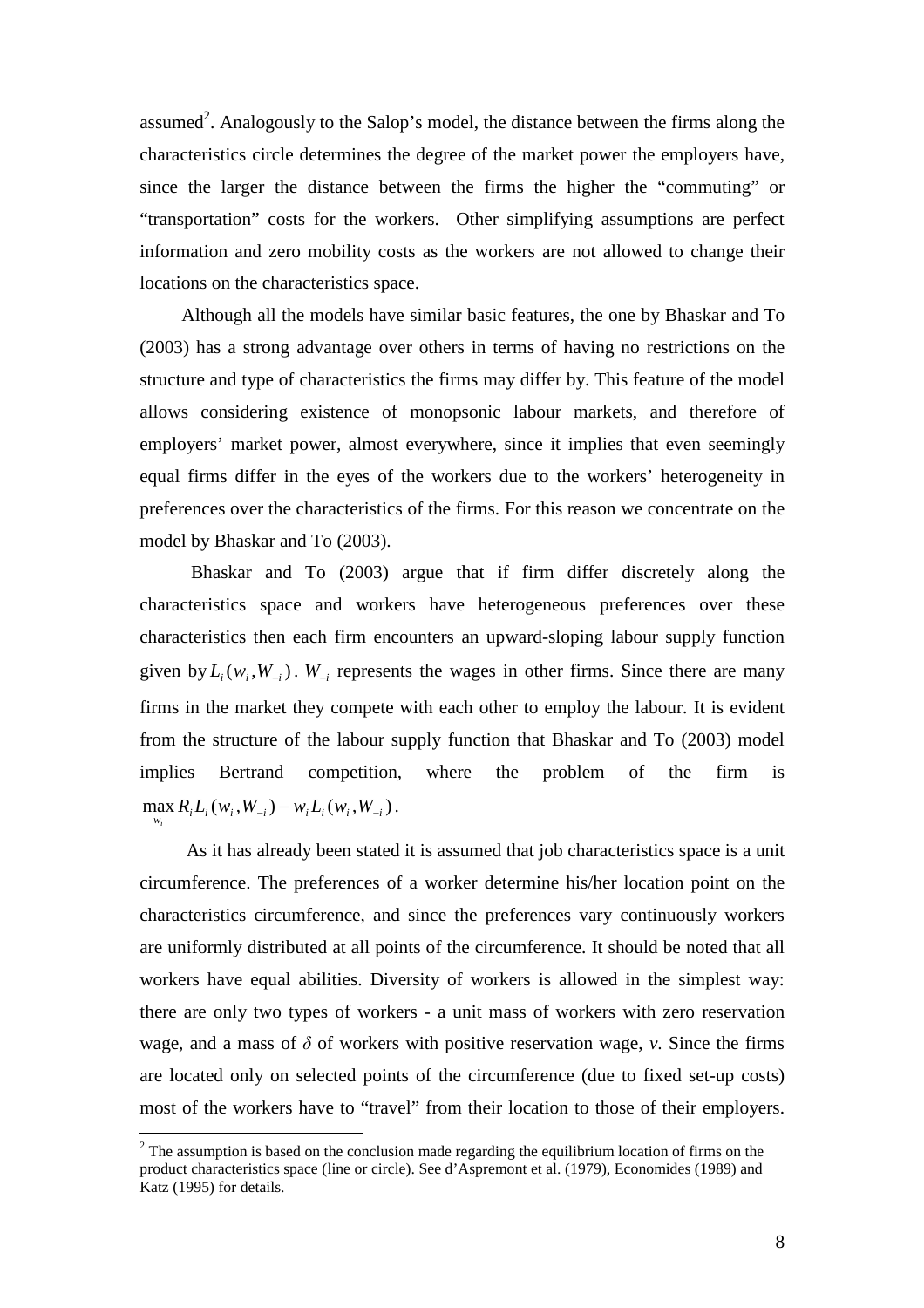assumed[2]. Analogously to the Salop's model, the distance between the firms along the characteristics circle determines the degree of the market power the employers have, since the larger the distance between the firms the higher the "commuting" or "transportation" costs for the workers. Other simplifying assumptions are perfect information and zero mobility costs as the workers are not allowed to change their locations on the characteristics space.

Although all the models have similar basic features, the one by Bhaskar and To (2003) has a strong advantage over others in terms of having no restrictions on the structure and type of characteristics the firms may differ by. This feature of the model allows considering existence of monopsonic labour markets, and therefore of employers' market power, almost everywhere, since it implies that even seemingly equal firms differ in the eyes of the workers due to the workers' heterogeneity in preferences over the characteristics of the firms. For this reason we concentrate on the model by Bhaskar and To (2003).

Bhaskar and To (2003) argue that if firm differ discretely along the characteristics space and workers have heterogeneous preferences over these characteristics then each firm encounters an upward-sloping labour supply function given by $L_i(w_i, W_{-i})$. $W_{-i}$ represents the wages in other firms. Since there are many firms in the market they compete with each other to employ the labour. It is evident from the structure of the labour supply function that Bhaskar and To (2003) model implies Bertrand competition, where the problem of the firm is $\max_{w_i} R_i L_i(w_i, W_{-i}) - w_i L_i(w_i, W_{-i})$.

As it has already been stated it is assumed that job characteristics space is a unit circumference. The preferences of a worker determine his/her location point on the characteristics circumference, and since the preferences vary continuously workers are uniformly distributed at all points of the circumference. It should be noted that all workers have equal abilities. Diversity of workers is allowed in the simplest way: there are only two types of workers - a unit mass of workers with zero reservation wage, and a mass of $\delta$ of workers with positive reservation wage, $v$. Since the firms are located only on selected points of the circumference (due to fixed set-up costs) most of the workers have to "travel" from their location to those of their employers.

[2] The assumption is based on the conclusion made regarding the equilibrium location of firms on the product characteristics space (line or circle). See d'Aspremont et al. (1979), Economides (1989) and Katz (1995) for details.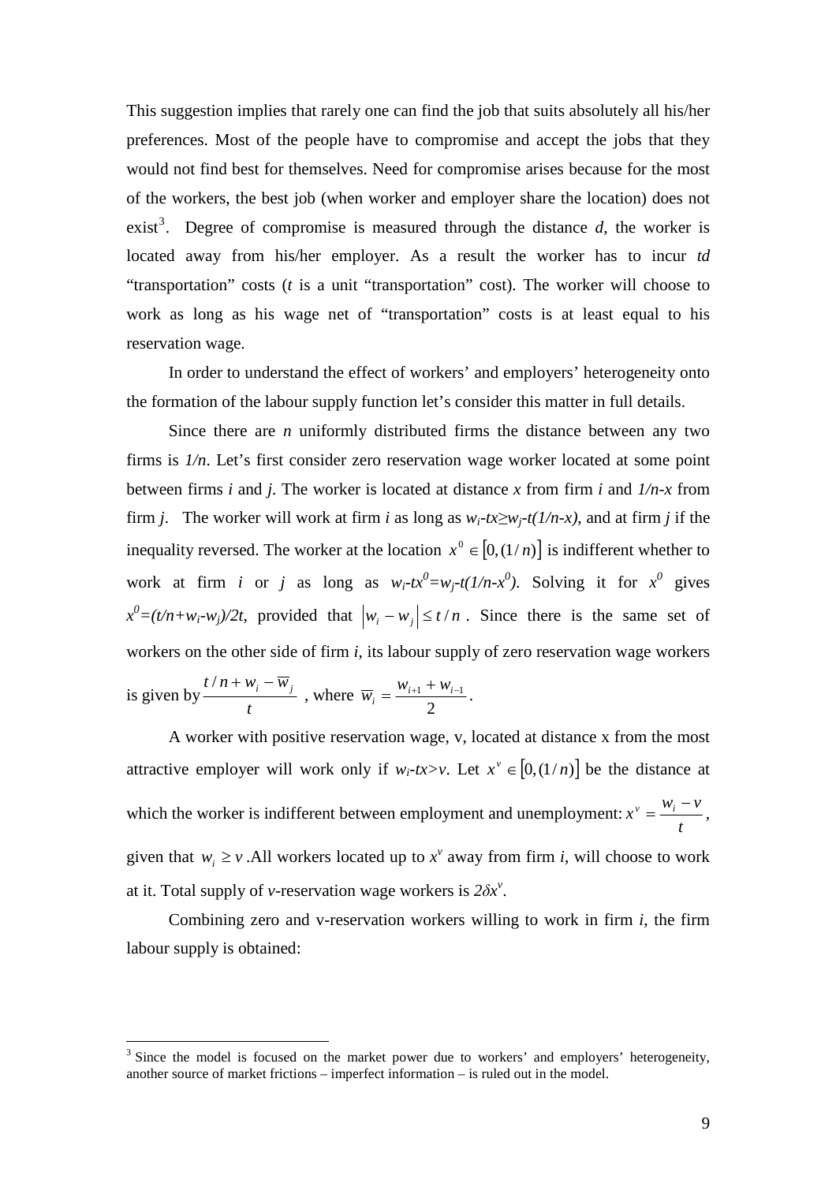This suggestion implies that rarely one can find the job that suits absolutely all his/her preferences. Most of the people have to compromise and accept the jobs that they would not find best for themselves. Need for compromise arises because for the most of the workers, the best job (when worker and employer share the location) does not exist[3]. Degree of compromise is measured through the distance $d$, the worker is located away from his/her employer. As a result the worker has to incur $td$ "transportation" costs ($t$ is a unit "transportation" cost). The worker will choose to work as long as his wage net of "transportation" costs is at least equal to his reservation wage.

In order to understand the effect of workers' and employers' heterogeneity onto the formation of the labour supply function let's consider this matter in full details.

Since there are $n$ uniformly distributed firms the distance between any two firms is $1/n$. Let's first consider zero reservation wage worker located at some point between firms $i$ and $j$. The worker is located at distance $x$ from firm $i$ and $1/n-x$ from firm $j$. The worker will work at firm $i$ as long as $w_i-tx \geq w_j-t(1/n-x)$, and at firm $j$ if the inequality reversed. The worker at the location $x^0 \in [0,(1/n)]$ is indifferent whether to work at firm $i$ or $j$ as long as $w_i-tx^0=w_j-t(1/n-x^0)$. Solving it for $x^0$ gives $x^0=(t/n+w_i-w_j)/2t$, provided that $|w_i - w_j| \leq t/n$. Since there is the same set of workers on the other side of firm $i$, its labour supply of zero reservation wage workers is given by $\dfrac{t/n + w_i - \overline{w}_j}{t}$ , where $\overline{w}_i = \dfrac{w_{i+1} + w_{i-1}}{2}$.

A worker with positive reservation wage, v, located at distance x from the most attractive employer will work only if $w_i-tx>v$. Let $x^v \in [0,(1/n)]$ be the distance at which the worker is indifferent between employment and unemployment: $x^v = \dfrac{w_i - v}{t}$, given that $w_i \geq v$. All workers located up to $x^v$ away from firm $i$, will choose to work at it. Total supply of $v$-reservation wage workers is $2\delta x^v$.

Combining zero and v-reservation workers willing to work in firm $i$, the firm labour supply is obtained:

---

[3] Since the model is focused on the market power due to workers' and employers' heterogeneity, another source of market frictions – imperfect information – is ruled out in the model.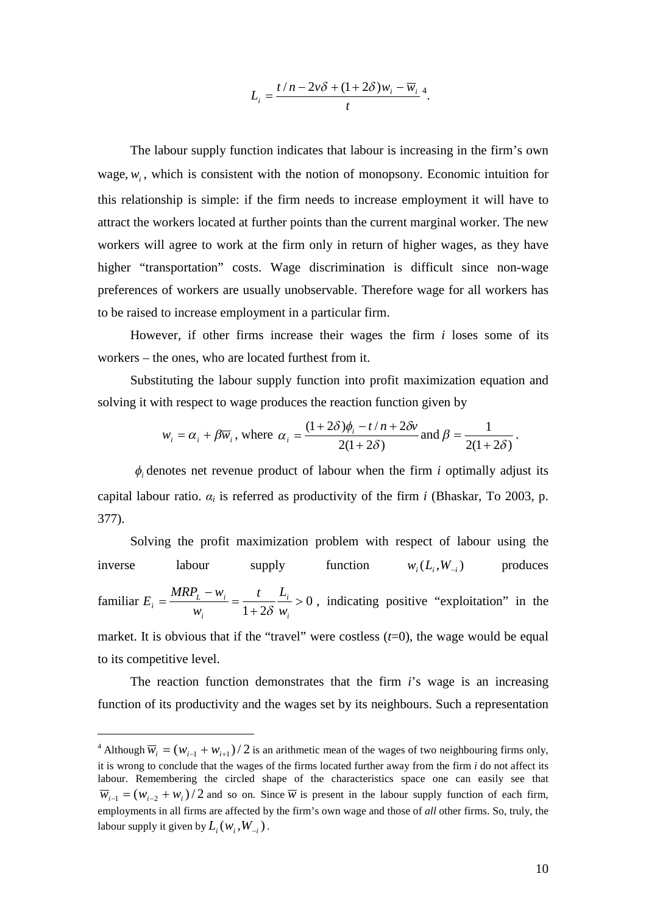$$L_i = \frac{t/n - 2v\delta + (1+2\delta)w_i - \overline{w}_i}{t}\text{[4]}.$$

The labour supply function indicates that labour is increasing in the firm's own wage, $w_i$, which is consistent with the notion of monopsony. Economic intuition for this relationship is simple: if the firm needs to increase employment it will have to attract the workers located at further points than the current marginal worker. The new workers will agree to work at the firm only in return of higher wages, as they have higher "transportation" costs. Wage discrimination is difficult since non-wage preferences of workers are usually unobservable. Therefore wage for all workers has to be raised to increase employment in a particular firm.

However, if other firms increase their wages the firm *i* loses some of its workers – the ones, who are located furthest from it.

Substituting the labour supply function into profit maximization equation and solving it with respect to wage produces the reaction function given by

$$w_i = \alpha_i + \beta \overline{w}_i \text{, where } \alpha_i = \frac{(1+2\delta)\phi_i - t/n + 2\delta v}{2(1+2\delta)} \text{ and } \beta = \frac{1}{2(1+2\delta)}.$$

$\phi_i$ denotes net revenue product of labour when the firm *i* optimally adjust its capital labour ratio. $\alpha_i$ is referred as productivity of the firm *i* (Bhaskar, To 2003, p. 377).

Solving the profit maximization problem with respect of labour using the inverse labour supply function $w_i(L_i, W_{-i})$ produces familiar $E_i = \frac{MRP_L - w_i}{w_i} = \frac{t}{1+2\delta}\frac{L_i}{w_i} > 0$, indicating positive "exploitation" in the market. It is obvious that if the "travel" were costless ($t$=0), the wage would be equal to its competitive level.

The reaction function demonstrates that the firm *i*'s wage is an increasing function of its productivity and the wages set by its neighbours. Such a representation

---

[4] Although $\overline{w}_i = (w_{i-1} + w_{i+1})/2$ is an arithmetic mean of the wages of two neighbouring firms only, it is wrong to conclude that the wages of the firms located further away from the firm *i* do not affect its labour. Remembering the circled shape of the characteristics space one can easily see that $\overline{w}_{i-1} = (w_{i-2} + w_i)/2$ and so on. Since $\overline{w}$ is present in the labour supply function of each firm, employments in all firms are affected by the firm's own wage and those of *all* other firms. So, truly, the labour supply it given by $L_i(w_i, W_{-i})$.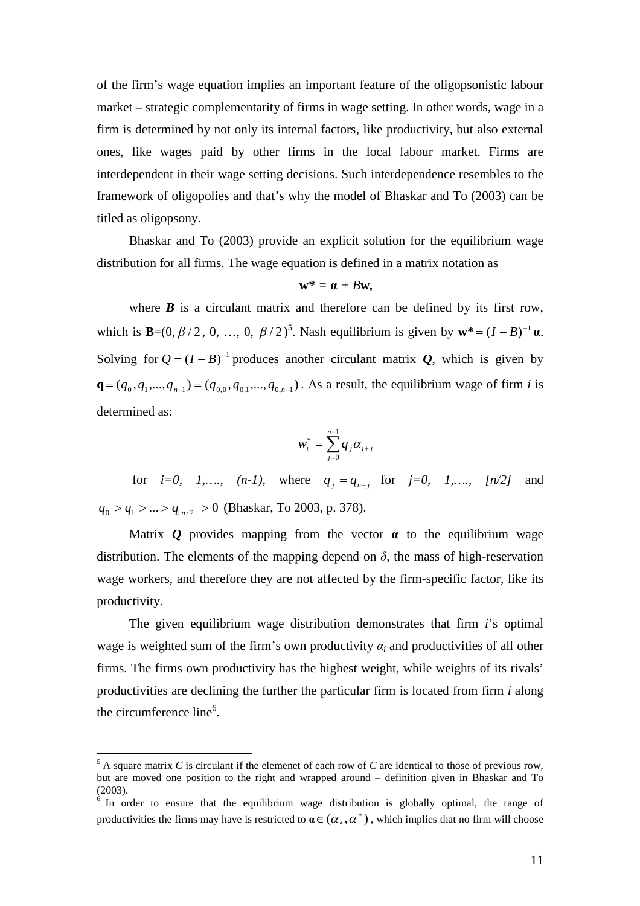of the firm's wage equation implies an important feature of the oligopsonistic labour market – strategic complementarity of firms in wage setting. In other words, wage in a firm is determined by not only its internal factors, like productivity, but also external ones, like wages paid by other firms in the local labour market. Firms are interdependent in their wage setting decisions. Such interdependence resembles to the framework of oligopolies and that's why the model of Bhaskar and To (2003) can be titled as oligopsony.

Bhaskar and To (2003) provide an explicit solution for the equilibrium wage distribution for all firms. The wage equation is defined in a matrix notation as

$$\mathbf{w^*} = \boldsymbol{\alpha} + B\mathbf{w},$$

where $\boldsymbol{B}$ is a circulant matrix and therefore can be defined by its first row, which is $\mathbf{B}=(0, \beta/2, 0, \ldots, 0, \beta/2)$[5]. Nash equilibrium is given by $\mathbf{w^*} = (I-B)^{-1}\boldsymbol{\alpha}$. Solving for $Q=(I-B)^{-1}$ produces another circulant matrix $\boldsymbol{Q}$, which is given by $\mathbf{q}=(q_0, q_1, ..., q_{n-1}) = (q_{0,0}, q_{0,1}, ..., q_{0,n-1})$. As a result, the equilibrium wage of firm $i$ is determined as:

$$w_i^* = \sum_{j=0}^{n-1} q_j \alpha_{i+j}$$

for $i=0, 1, \ldots, (n-1)$, where $q_j = q_{n-j}$ for $j=0, 1, \ldots, [n/2]$ and $q_0 > q_1 > \ldots > q_{[n/2]} > 0$ (Bhaskar, To 2003, p. 378).

Matrix $\boldsymbol{Q}$ provides mapping from the vector $\boldsymbol{\alpha}$ to the equilibrium wage distribution. The elements of the mapping depend on $\delta$, the mass of high-reservation wage workers, and therefore they are not affected by the firm-specific factor, like its productivity.

The given equilibrium wage distribution demonstrates that firm $i$'s optimal wage is weighted sum of the firm's own productivity $\alpha_i$ and productivities of all other firms. The firms own productivity has the highest weight, while weights of its rivals' productivities are declining the further the particular firm is located from firm $i$ along the circumference line[6].

---

[5] A square matrix $C$ is circulant if the elemenet of each row of $C$ are identical to those of previous row, but are moved one position to the right and wrapped around – definition given in Bhaskar and To (2003).

[6] In order to ensure that the equilibrium wage distribution is globally optimal, the range of productivities the firms may have is restricted to $\boldsymbol{\alpha} \in (\alpha_*, \alpha^*)$, which implies that no firm will choose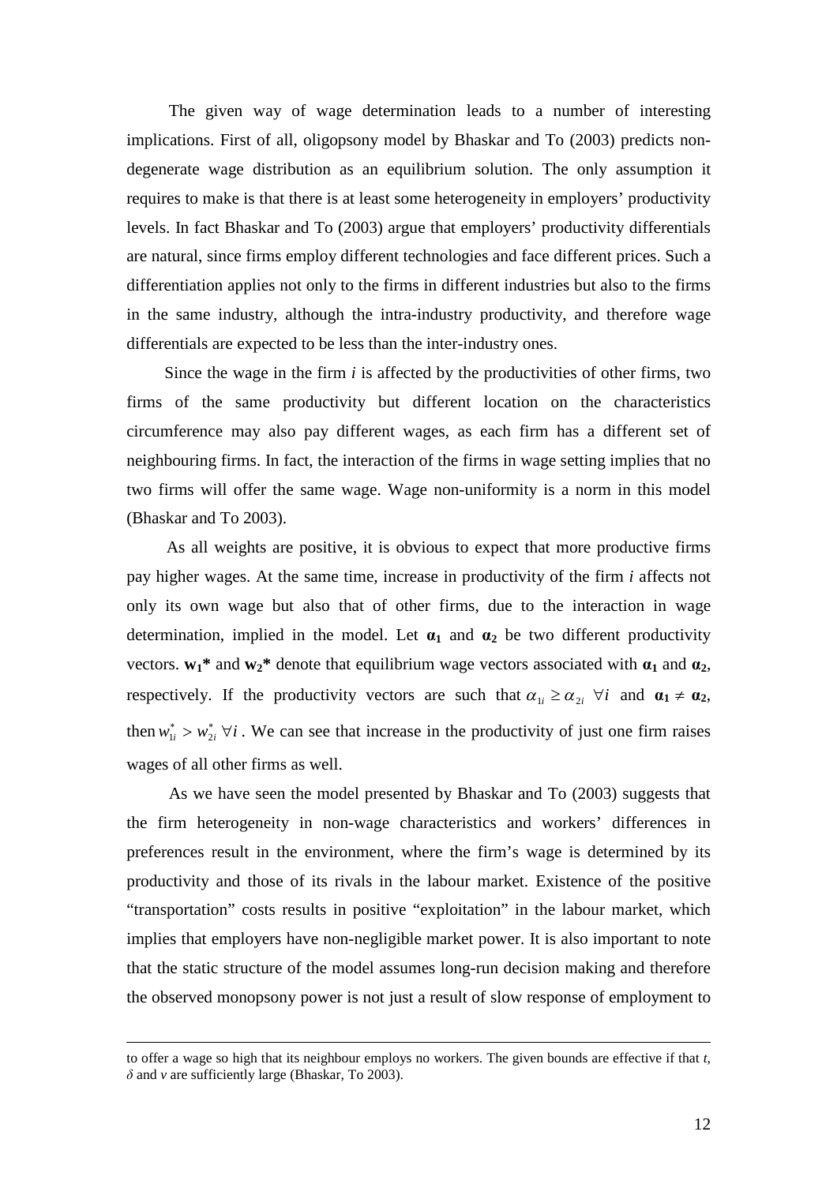The given way of wage determination leads to a number of interesting implications. First of all, oligopsony model by Bhaskar and To (2003) predicts non-degenerate wage distribution as an equilibrium solution. The only assumption it requires to make is that there is at least some heterogeneity in employers' productivity levels. In fact Bhaskar and To (2003) argue that employers' productivity differentials are natural, since firms employ different technologies and face different prices. Such a differentiation applies not only to the firms in different industries but also to the firms in the same industry, although the intra-industry productivity, and therefore wage differentials are expected to be less than the inter-industry ones.

Since the wage in the firm *i* is affected by the productivities of other firms, two firms of the same productivity but different location on the characteristics circumference may also pay different wages, as each firm has a different set of neighbouring firms. In fact, the interaction of the firms in wage setting implies that no two firms will offer the same wage. Wage non-uniformity is a norm in this model (Bhaskar and To 2003).

As all weights are positive, it is obvious to expect that more productive firms pay higher wages. At the same time, increase in productivity of the firm *i* affects not only its own wage but also that of other firms, due to the interaction in wage determination, implied in the model. Let $\boldsymbol{\alpha}_1$ and $\boldsymbol{\alpha}_2$ be two different productivity vectors. $\mathbf{w_1}$**\*** and $\mathbf{w_2}$**\*** denote that equilibrium wage vectors associated with $\boldsymbol{\alpha}_1$ and $\boldsymbol{\alpha}_2$, respectively. If the productivity vectors are such that $\alpha_{1i} \geq \alpha_{2i} \ \forall i$ and $\boldsymbol{\alpha}_1 \neq \boldsymbol{\alpha}_2$, then $w_{1i}^* > w_{2i}^* \ \forall i$. We can see that increase in the productivity of just one firm raises wages of all other firms as well.

As we have seen the model presented by Bhaskar and To (2003) suggests that the firm heterogeneity in non-wage characteristics and workers' differences in preferences result in the environment, where the firm's wage is determined by its productivity and those of its rivals in the labour market. Existence of the positive "transportation" costs results in positive "exploitation" in the labour market, which implies that employers have non-negligible market power. It is also important to note that the static structure of the model assumes long-run decision making and therefore the observed monopsony power is not just a result of slow response of employment to

---

to offer a wage so high that its neighbour employs no workers. The given bounds are effective if that *t*, $\delta$ and *v* are sufficiently large (Bhaskar, To 2003).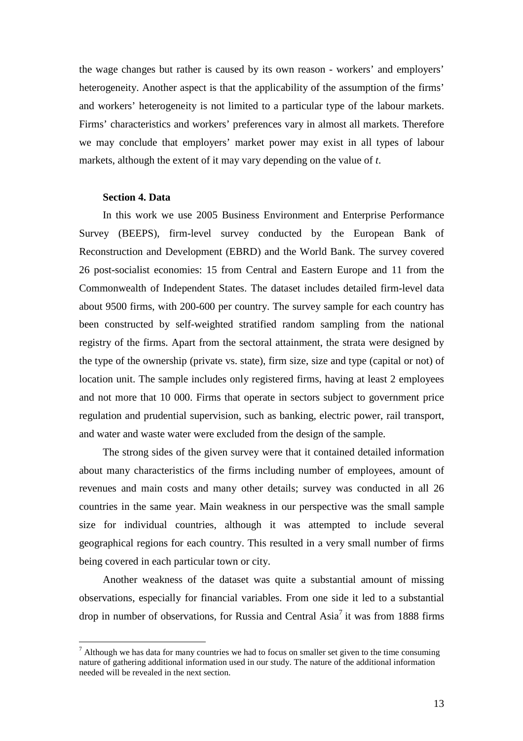the wage changes but rather is caused by its own reason - workers' and employers' heterogeneity. Another aspect is that the applicability of the assumption of the firms' and workers' heterogeneity is not limited to a particular type of the labour markets. Firms' characteristics and workers' preferences vary in almost all markets. Therefore we may conclude that employers' market power may exist in all types of labour markets, although the extent of it may vary depending on the value of $t$.

**Section 4. Data**

In this work we use 2005 Business Environment and Enterprise Performance Survey (BEEPS), firm-level survey conducted by the European Bank of Reconstruction and Development (EBRD) and the World Bank. The survey covered 26 post-socialist economies: 15 from Central and Eastern Europe and 11 from the Commonwealth of Independent States. The dataset includes detailed firm-level data about 9500 firms, with 200-600 per country. The survey sample for each country has been constructed by self-weighted stratified random sampling from the national registry of the firms. Apart from the sectoral attainment, the strata were designed by the type of the ownership (private vs. state), firm size, size and type (capital or not) of location unit. The sample includes only registered firms, having at least 2 employees and not more that 10 000. Firms that operate in sectors subject to government price regulation and prudential supervision, such as banking, electric power, rail transport, and water and waste water were excluded from the design of the sample.

The strong sides of the given survey were that it contained detailed information about many characteristics of the firms including number of employees, amount of revenues and main costs and many other details; survey was conducted in all 26 countries in the same year. Main weakness in our perspective was the small sample size for individual countries, although it was attempted to include several geographical regions for each country. This resulted in a very small number of firms being covered in each particular town or city.

Another weakness of the dataset was quite a substantial amount of missing observations, especially for financial variables. From one side it led to a substantial drop in number of observations, for Russia and Central Asia[7] it was from 1888 firms

[7] Although we has data for many countries we had to focus on smaller set given to the time consuming nature of gathering additional information used in our study. The nature of the additional information needed will be revealed in the next section.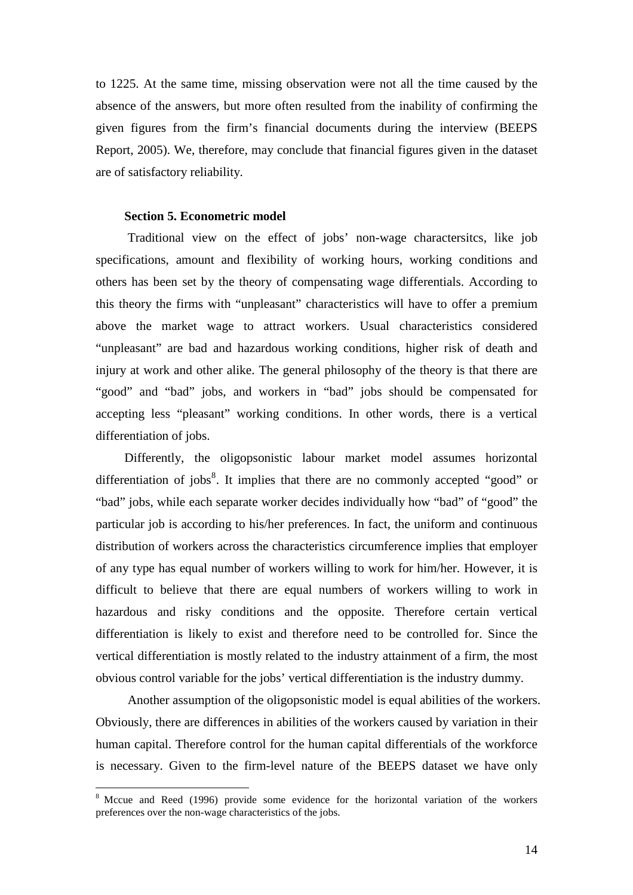to 1225. At the same time, missing observation were not all the time caused by the absence of the answers, but more often resulted from the inability of confirming the given figures from the firm's financial documents during the interview (BEEPS Report, 2005). We, therefore, may conclude that financial figures given in the dataset are of satisfactory reliability.

### Section 5. Econometric model

Traditional view on the effect of jobs' non-wage charactersitcs, like job specifications, amount and flexibility of working hours, working conditions and others has been set by the theory of compensating wage differentials. According to this theory the firms with "unpleasant" characteristics will have to offer a premium above the market wage to attract workers. Usual characteristics considered "unpleasant" are bad and hazardous working conditions, higher risk of death and injury at work and other alike. The general philosophy of the theory is that there are "good" and "bad" jobs, and workers in "bad" jobs should be compensated for accepting less "pleasant" working conditions. In other words, there is a vertical differentiation of jobs.

Differently, the oligopsonistic labour market model assumes horizontal differentiation of jobs[8]. It implies that there are no commonly accepted "good" or "bad" jobs, while each separate worker decides individually how "bad" of "good" the particular job is according to his/her preferences. In fact, the uniform and continuous distribution of workers across the characteristics circumference implies that employer of any type has equal number of workers willing to work for him/her. However, it is difficult to believe that there are equal numbers of workers willing to work in hazardous and risky conditions and the opposite. Therefore certain vertical differentiation is likely to exist and therefore need to be controlled for. Since the vertical differentiation is mostly related to the industry attainment of a firm, the most obvious control variable for the jobs' vertical differentiation is the industry dummy.

Another assumption of the oligopsonistic model is equal abilities of the workers. Obviously, there are differences in abilities of the workers caused by variation in their human capital. Therefore control for the human capital differentials of the workforce is necessary. Given to the firm-level nature of the BEEPS dataset we have only

---

[8] Mccue and Reed (1996) provide some evidence for the horizontal variation of the workers preferences over the non-wage characteristics of the jobs.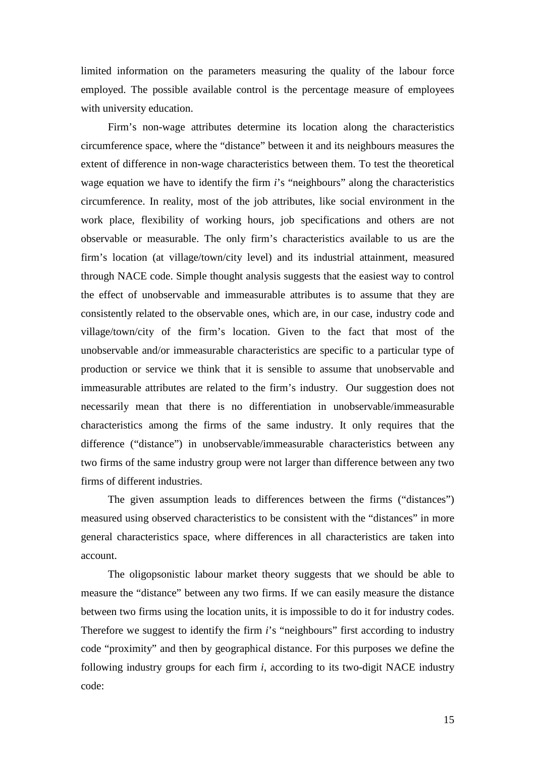limited information on the parameters measuring the quality of the labour force employed. The possible available control is the percentage measure of employees with university education.

Firm's non-wage attributes determine its location along the characteristics circumference space, where the "distance" between it and its neighbours measures the extent of difference in non-wage characteristics between them. To test the theoretical wage equation we have to identify the firm *i*'s "neighbours" along the characteristics circumference. In reality, most of the job attributes, like social environment in the work place, flexibility of working hours, job specifications and others are not observable or measurable. The only firm's characteristics available to us are the firm's location (at village/town/city level) and its industrial attainment, measured through NACE code. Simple thought analysis suggests that the easiest way to control the effect of unobservable and immeasurable attributes is to assume that they are consistently related to the observable ones, which are, in our case, industry code and village/town/city of the firm's location. Given to the fact that most of the unobservable and/or immeasurable characteristics are specific to a particular type of production or service we think that it is sensible to assume that unobservable and immeasurable attributes are related to the firm's industry. Our suggestion does not necessarily mean that there is no differentiation in unobservable/immeasurable characteristics among the firms of the same industry. It only requires that the difference ("distance") in unobservable/immeasurable characteristics between any two firms of the same industry group were not larger than difference between any two firms of different industries.

The given assumption leads to differences between the firms ("distances") measured using observed characteristics to be consistent with the "distances" in more general characteristics space, where differences in all characteristics are taken into account.

The oligopsonistic labour market theory suggests that we should be able to measure the "distance" between any two firms. If we can easily measure the distance between two firms using the location units, it is impossible to do it for industry codes. Therefore we suggest to identify the firm *i*'s "neighbours" first according to industry code "proximity" and then by geographical distance. For this purposes we define the following industry groups for each firm *i*, according to its two-digit NACE industry code: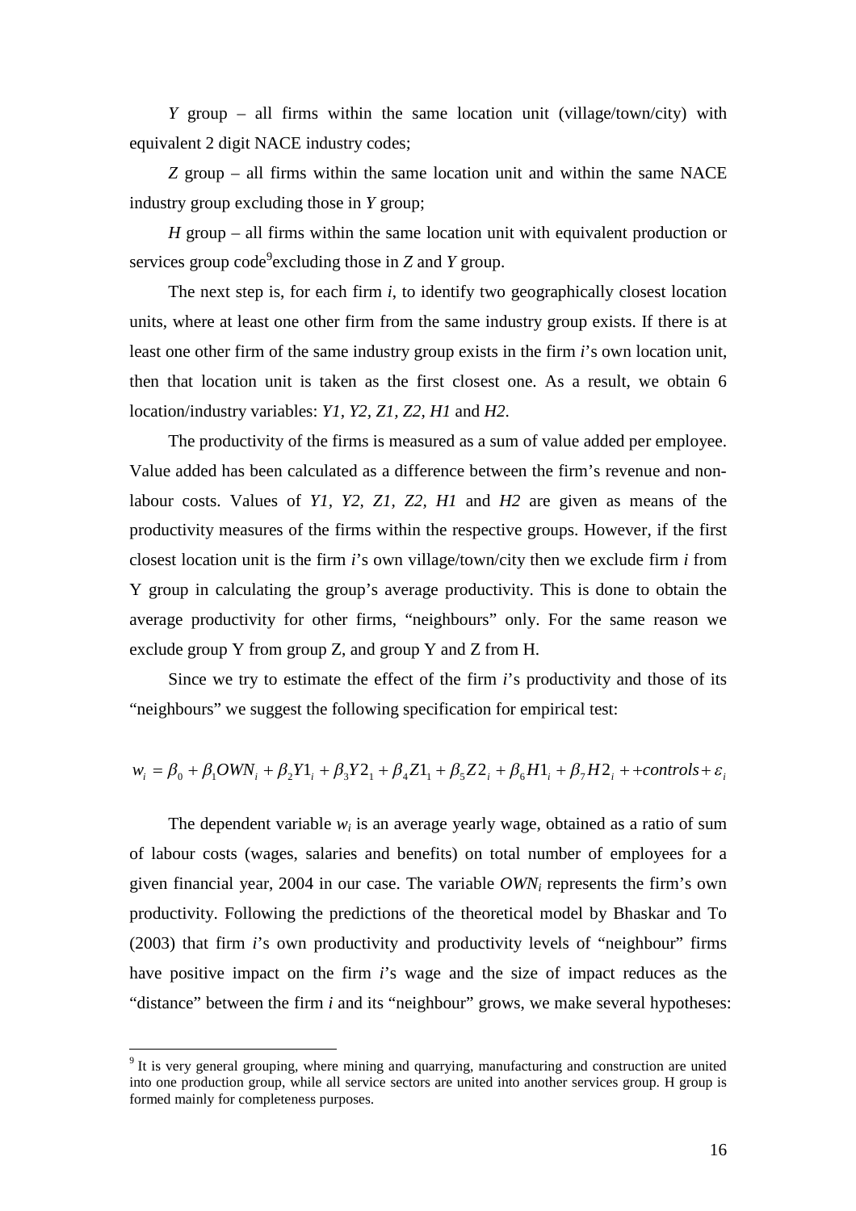*Y* group – all firms within the same location unit (village/town/city) with equivalent 2 digit NACE industry codes;

*Z* group – all firms within the same location unit and within the same NACE industry group excluding those in *Y* group;

*H* group – all firms within the same location unit with equivalent production or services group code[9]excluding those in *Z* and *Y* group.

The next step is, for each firm *i*, to identify two geographically closest location units, where at least one other firm from the same industry group exists. If there is at least one other firm of the same industry group exists in the firm *i*'s own location unit, then that location unit is taken as the first closest one. As a result, we obtain 6 location/industry variables: *Y1, Y2, Z1, Z2, H1* and *H2*.

The productivity of the firms is measured as a sum of value added per employee. Value added has been calculated as a difference between the firm's revenue and non-labour costs. Values of *Y1, Y2, Z1, Z2, H1* and *H2* are given as means of the productivity measures of the firms within the respective groups. However, if the first closest location unit is the firm *i*'s own village/town/city then we exclude firm *i* from Y group in calculating the group's average productivity. This is done to obtain the average productivity for other firms, "neighbours" only. For the same reason we exclude group Y from group Z, and group Y and Z from H.

Since we try to estimate the effect of the firm *i*'s productivity and those of its "neighbours" we suggest the following specification for empirical test:

$$w_i = \beta_0 + \beta_1 OWN_i + \beta_2 Y1_i + \beta_3 Y2_1 + \beta_4 Z1_1 + \beta_5 Z2_i + \beta_6 H1_i + \beta_7 H2_i + +controls + \varepsilon_i$$

The dependent variable $w_i$ is an average yearly wage, obtained as a ratio of sum of labour costs (wages, salaries and benefits) on total number of employees for a given financial year, 2004 in our case. The variable $OWN_i$ represents the firm's own productivity. Following the predictions of the theoretical model by Bhaskar and To (2003) that firm *i*'s own productivity and productivity levels of "neighbour" firms have positive impact on the firm *i*'s wage and the size of impact reduces as the "distance" between the firm *i* and its "neighbour" grows, we make several hypotheses:

[9] It is very general grouping, where mining and quarrying, manufacturing and construction are united into one production group, while all service sectors are united into another services group. H group is formed mainly for completeness purposes.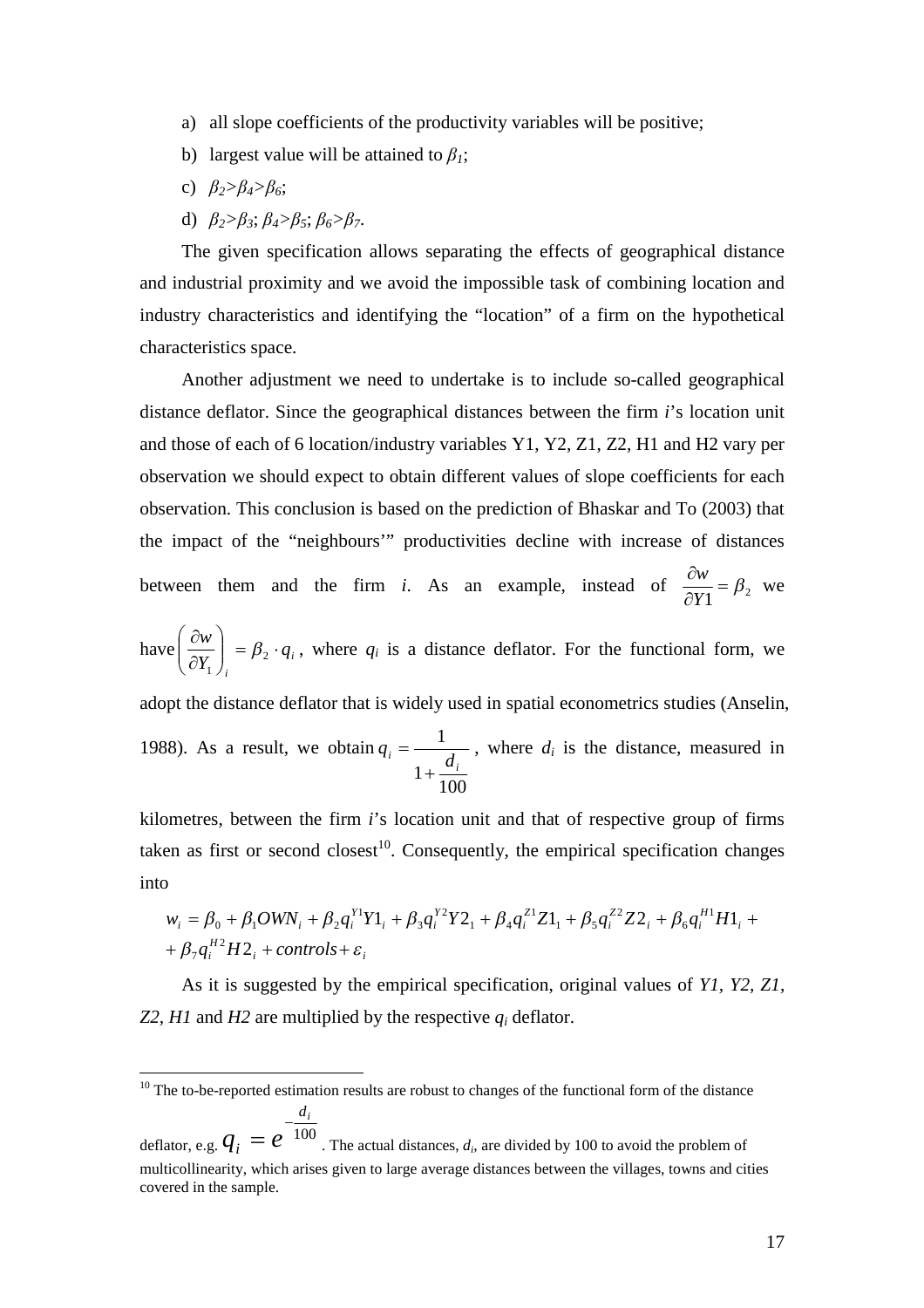a) all slope coefficients of the productivity variables will be positive;

b) largest value will be attained to $\beta_1$;

c) $\beta_2>\beta_4>\beta_6$;

d) $\beta_2>\beta_3$; $\beta_4>\beta_5$; $\beta_6>\beta_7$.

The given specification allows separating the effects of geographical distance and industrial proximity and we avoid the impossible task of combining location and industry characteristics and identifying the "location" of a firm on the hypothetical characteristics space.

Another adjustment we need to undertake is to include so-called geographical distance deflator. Since the geographical distances between the firm *i*'s location unit and those of each of 6 location/industry variables Y1, Y2, Z1, Z2, H1 and H2 vary per observation we should expect to obtain different values of slope coefficients for each observation. This conclusion is based on the prediction of Bhaskar and To (2003) that the impact of the "neighbours'" productivities decline with increase of distances between them and the firm *i*. As an example, instead of $\frac{\partial w}{\partial Y1}=\beta_2$ we have $\left(\frac{\partial w}{\partial Y_1}\right)_i=\beta_2\cdot q_i$, where $q_i$ is a distance deflator. For the functional form, we adopt the distance deflator that is widely used in spatial econometrics studies (Anselin, 1988). As a result, we obtain $q_i=\frac{1}{1+\frac{d_i}{100}}$, where $d_i$ is the distance, measured in kilometres, between the firm *i*'s location unit and that of respective group of firms taken as first or second closest[10]. Consequently, the empirical specification changes into

$$
\begin{aligned}
w_i &= \beta_0+\beta_1 OWN_i+\beta_2 q_i^{Y1}Y1_i+\beta_3 q_i^{Y2}Y2_1+\beta_4 q_i^{Z1}Z1_1+\beta_5 q_i^{Z2}Z2_i+\beta_6 q_i^{H1}H1_i+\\
&+\beta_7 q_i^{H2}H2_i+controls+\varepsilon_i
\end{aligned}
$$

As it is suggested by the empirical specification, original values of *Y1, Y2, Z1, Z2, H1* and *H2* are multiplied by the respective $q_i$ deflator.

---

[10] The to-be-reported estimation results are robust to changes of the functional form of the distance deflator, e.g. $q_i=e^{-\frac{d_i}{100}}$. The actual distances, $d_i$, are divided by 100 to avoid the problem of multicollinearity, which arises given to large average distances between the villages, towns and cities covered in the sample.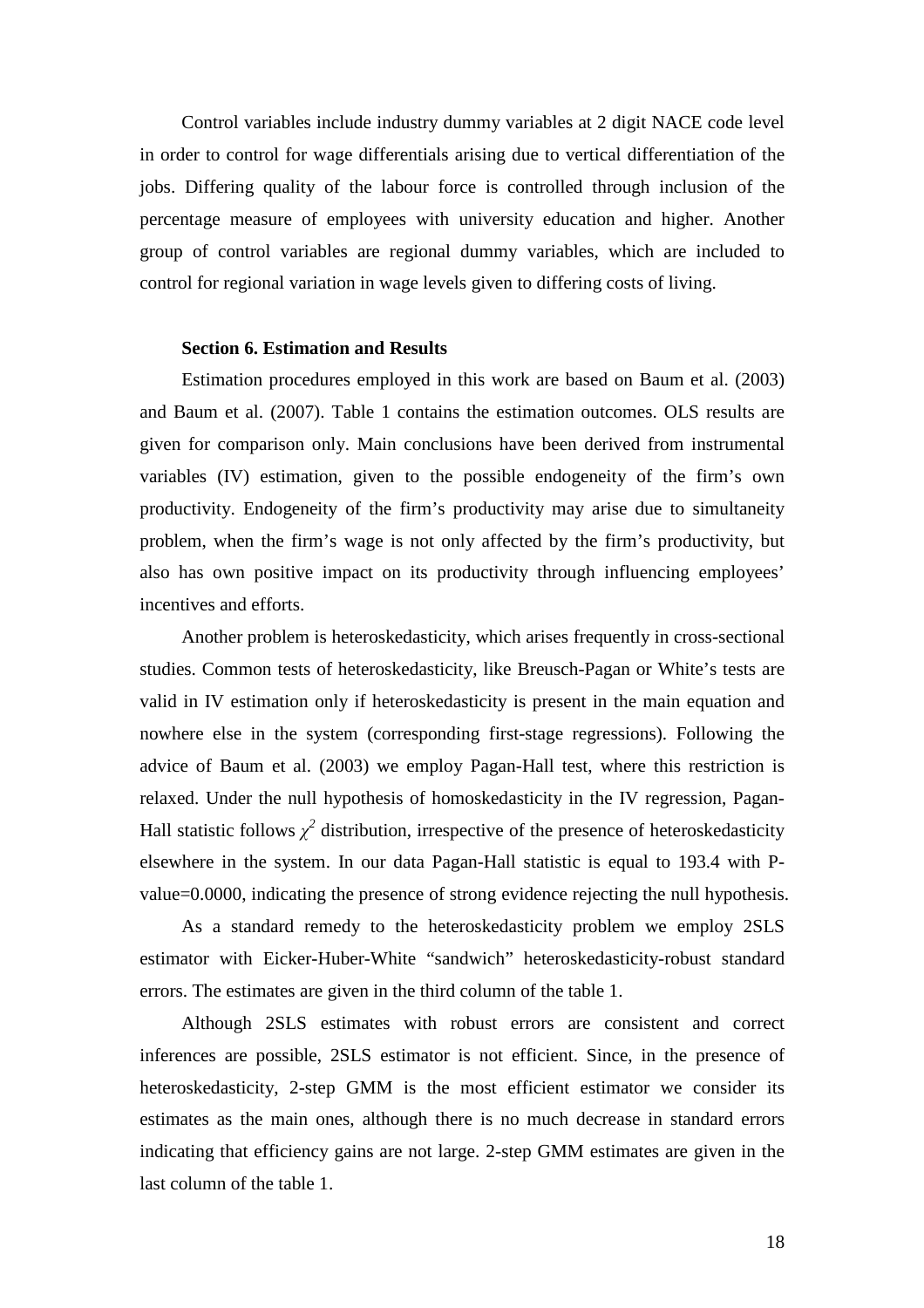Control variables include industry dummy variables at 2 digit NACE code level in order to control for wage differentials arising due to vertical differentiation of the jobs. Differing quality of the labour force is controlled through inclusion of the percentage measure of employees with university education and higher. Another group of control variables are regional dummy variables, which are included to control for regional variation in wage levels given to differing costs of living.

### Section 6. Estimation and Results

Estimation procedures employed in this work are based on Baum et al. (2003) and Baum et al. (2007). Table 1 contains the estimation outcomes. OLS results are given for comparison only. Main conclusions have been derived from instrumental variables (IV) estimation, given to the possible endogeneity of the firm's own productivity. Endogeneity of the firm's productivity may arise due to simultaneity problem, when the firm's wage is not only affected by the firm's productivity, but also has own positive impact on its productivity through influencing employees' incentives and efforts.

Another problem is heteroskedasticity, which arises frequently in cross-sectional studies. Common tests of heteroskedasticity, like Breusch-Pagan or White's tests are valid in IV estimation only if heteroskedasticity is present in the main equation and nowhere else in the system (corresponding first-stage regressions). Following the advice of Baum et al. (2003) we employ Pagan-Hall test, where this restriction is relaxed. Under the null hypothesis of homoskedasticity in the IV regression, Pagan-Hall statistic follows $\chi^2$ distribution, irrespective of the presence of heteroskedasticity elsewhere in the system. In our data Pagan-Hall statistic is equal to 193.4 with P-value=0.0000, indicating the presence of strong evidence rejecting the null hypothesis.

As a standard remedy to the heteroskedasticity problem we employ 2SLS estimator with Eicker-Huber-White "sandwich" heteroskedasticity-robust standard errors. The estimates are given in the third column of the table 1.

Although 2SLS estimates with robust errors are consistent and correct inferences are possible, 2SLS estimator is not efficient. Since, in the presence of heteroskedasticity, 2-step GMM is the most efficient estimator we consider its estimates as the main ones, although there is no much decrease in standard errors indicating that efficiency gains are not large. 2-step GMM estimates are given in the last column of the table 1.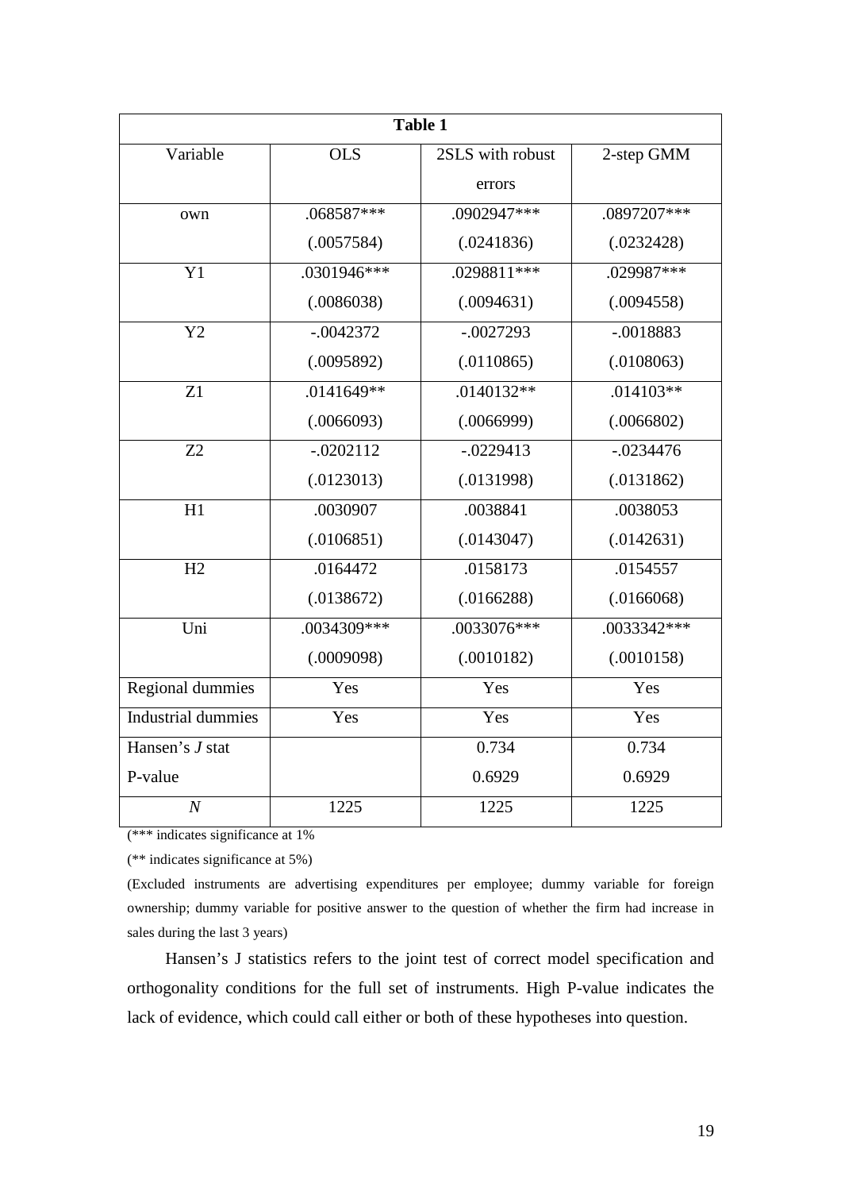**Table 1**

| Variable | OLS | 2SLS with robust errors | 2-step GMM |
|---|---|---|---|
| own | .068587*** | .0902947*** | .0897207*** |
| | (.0057584) | (.0241836) | (.0232428) |
| Y1 | .0301946*** | .0298811*** | .029987*** |
| | (.0086038) | (.0094631) | (.0094558) |
| Y2 | -.0042372 | -.0027293 | -.0018883 |
| | (.0095892) | (.0110865) | (.0108063) |
| Z1 | .0141649** | .0140132** | .014103** |
| | (.0066093) | (.0066999) | (.0066802) |
| Z2 | -.0202112 | -.0229413 | -.0234476 |
| | (.0123013) | (.0131998) | (.0131862) |
| H1 | .0030907 | .0038841 | .0038053 |
| | (.0106851) | (.0143047) | (.0142631) |
| H2 | .0164472 | .0158173 | .0154557 |
| | (.0138672) | (.0166288) | (.0166068) |
| Uni | .0034309*** | .0033076*** | .0033342*** |
| | (.0009098) | (.0010182) | (.0010158) |
| Regional dummies | Yes | Yes | Yes |
| Industrial dummies | Yes | Yes | Yes |
| Hansen's *J* stat | | 0.734 | 0.734 |
| P-value | | 0.6929 | 0.6929 |
| *N* | 1225 | 1225 | 1225 |

(*** indicates significance at 1%

(** indicates significance at 5%)

(Excluded instruments are advertising expenditures per employee; dummy variable for foreign ownership; dummy variable for positive answer to the question of whether the firm had increase in sales during the last 3 years)

Hansen's J statistics refers to the joint test of correct model specification and orthogonality conditions for the full set of instruments. High P-value indicates the lack of evidence, which could call either or both of these hypotheses into question.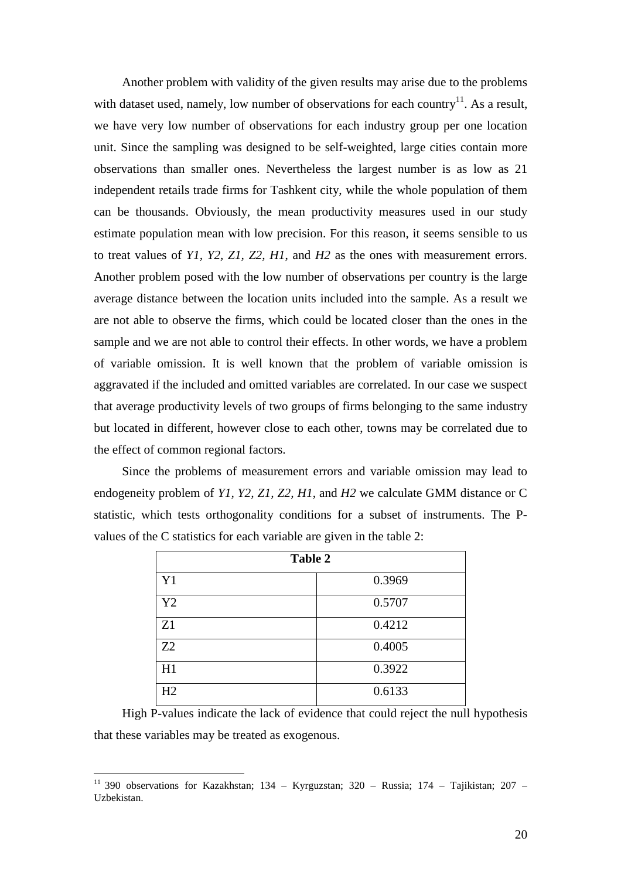Another problem with validity of the given results may arise due to the problems with dataset used, namely, low number of observations for each country[11]. As a result, we have very low number of observations for each industry group per one location unit. Since the sampling was designed to be self-weighted, large cities contain more observations than smaller ones. Nevertheless the largest number is as low as 21 independent retails trade firms for Tashkent city, while the whole population of them can be thousands. Obviously, the mean productivity measures used in our study estimate population mean with low precision. For this reason, it seems sensible to us to treat values of *Y1, Y2, Z1, Z2, H1*, and *H2* as the ones with measurement errors. Another problem posed with the low number of observations per country is the large average distance between the location units included into the sample. As a result we are not able to observe the firms, which could be located closer than the ones in the sample and we are not able to control their effects. In other words, we have a problem of variable omission. It is well known that the problem of variable omission is aggravated if the included and omitted variables are correlated. In our case we suspect that average productivity levels of two groups of firms belonging to the same industry but located in different, however close to each other, towns may be correlated due to the effect of common regional factors.

Since the problems of measurement errors and variable omission may lead to endogeneity problem of *Y1, Y2, Z1, Z2, H1*, and *H2* we calculate GMM distance or C statistic, which tests orthogonality conditions for a subset of instruments. The P-values of the C statistics for each variable are given in the table 2:

| **Table 2** | |
|---|---|
| Y1 | 0.3969 |
| Y2 | 0.5707 |
| Z1 | 0.4212 |
| Z2 | 0.4005 |
| H1 | 0.3922 |
| H2 | 0.6133 |

High P-values indicate the lack of evidence that could reject the null hypothesis that these variables may be treated as exogenous.

[11] 390 observations for Kazakhstan; 134 – Kyrguzstan; 320 – Russia; 174 – Tajikistan; 207 – Uzbekistan.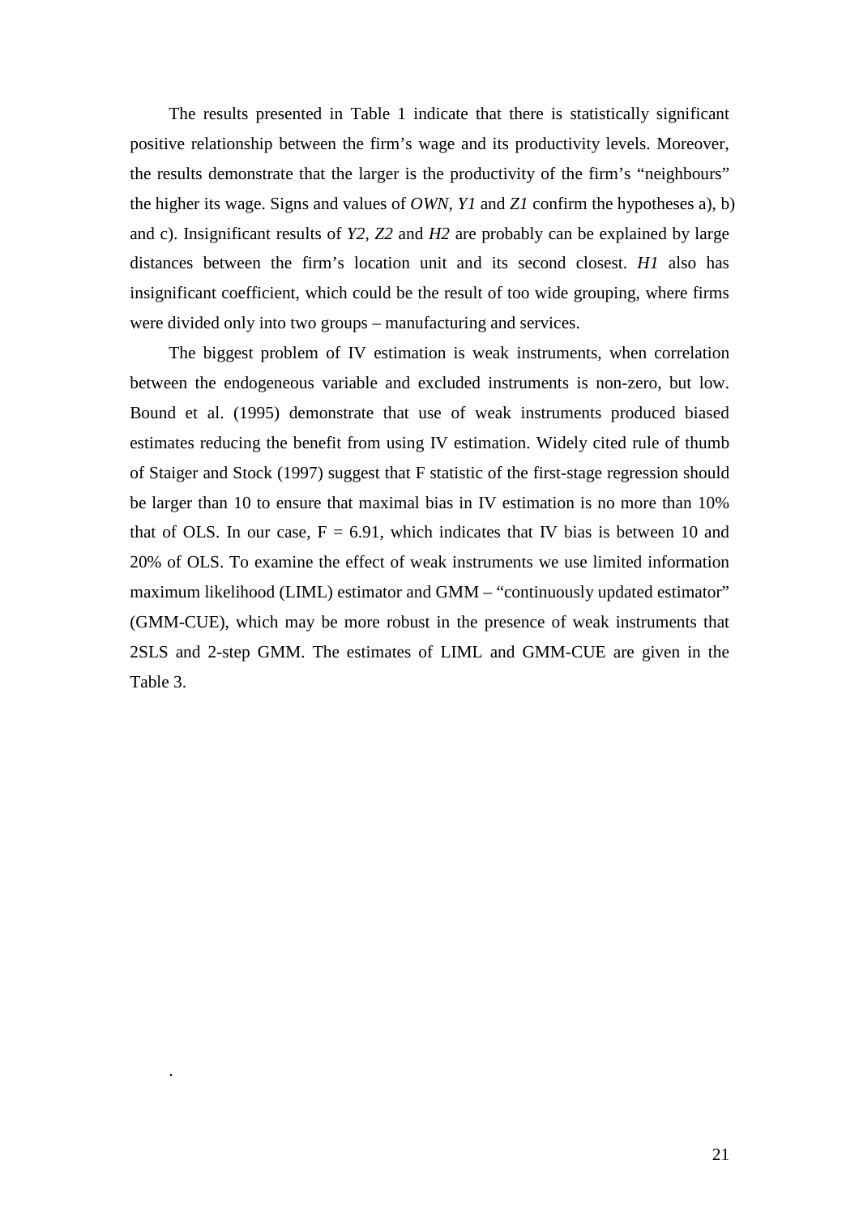The results presented in Table 1 indicate that there is statistically significant positive relationship between the firm's wage and its productivity levels. Moreover, the results demonstrate that the larger is the productivity of the firm's "neighbours" the higher its wage. Signs and values of *OWN*, *Y1* and *Z1* confirm the hypotheses a), b) and c). Insignificant results of *Y2*, *Z2* and *H2* are probably can be explained by large distances between the firm's location unit and its second closest. *H1* also has insignificant coefficient, which could be the result of too wide grouping, where firms were divided only into two groups – manufacturing and services.

The biggest problem of IV estimation is weak instruments, when correlation between the endogeneous variable and excluded instruments is non-zero, but low. Bound et al. (1995) demonstrate that use of weak instruments produced biased estimates reducing the benefit from using IV estimation. Widely cited rule of thumb of Staiger and Stock (1997) suggest that F statistic of the first-stage regression should be larger than 10 to ensure that maximal bias in IV estimation is no more than 10% that of OLS. In our case, $F = 6.91$, which indicates that IV bias is between 10 and 20% of OLS. To examine the effect of weak instruments we use limited information maximum likelihood (LIML) estimator and GMM – "continuously updated estimator" (GMM-CUE), which may be more robust in the presence of weak instruments that 2SLS and 2-step GMM. The estimates of LIML and GMM-CUE are given in the Table 3.

.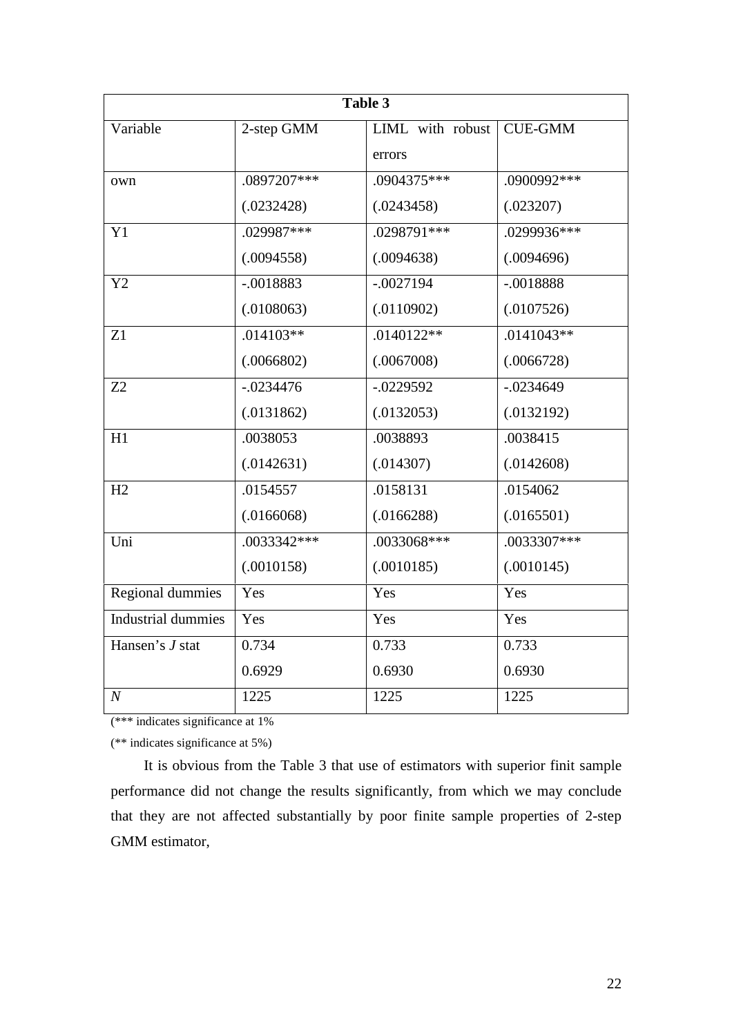| Table 3 | | | |
|---|---|---|---|
| Variable | 2-step GMM | LIML with robust errors | CUE-GMM |
| own | .0897207*** | .0904375*** | .0900992*** |
| | (.0232428) | (.0243458) | (.023207) |
| Y1 | .029987*** | .0298791*** | .0299936*** |
| | (.0094558) | (.0094638) | (.0094696) |
| Y2 | -.0018883 | -.0027194 | -.0018888 |
| | (.0108063) | (.0110902) | (.0107526) |
| Z1 | .014103** | .0140122** | .0141043** |
| | (.0066802) | (.0067008) | (.0066728) |
| Z2 | -.0234476 | -.0229592 | -.0234649 |
| | (.0131862) | (.0132053) | (.0132192) |
| H1 | .0038053 | .0038893 | .0038415 |
| | (.0142631) | (.014307) | (.0142608) |
| H2 | .0154557 | .0158131 | .0154062 |
| | (.0166068) | (.0166288) | (.0165501) |
| Uni | .0033342*** | .0033068*** | .0033307*** |
| | (.0010158) | (.0010185) | (.0010145) |
| Regional dummies | Yes | Yes | Yes |
| Industrial dummies | Yes | Yes | Yes |
| Hansen's *J* stat | 0.734 | 0.733 | 0.733 |
| | 0.6929 | 0.6930 | 0.6930 |
| *N* | 1225 | 1225 | 1225 |

(*** indicates significance at 1%

(** indicates significance at 5%)

It is obvious from the Table 3 that use of estimators with superior finit sample performance did not change the results significantly, from which we may conclude that they are not affected substantially by poor finite sample properties of 2-step GMM estimator,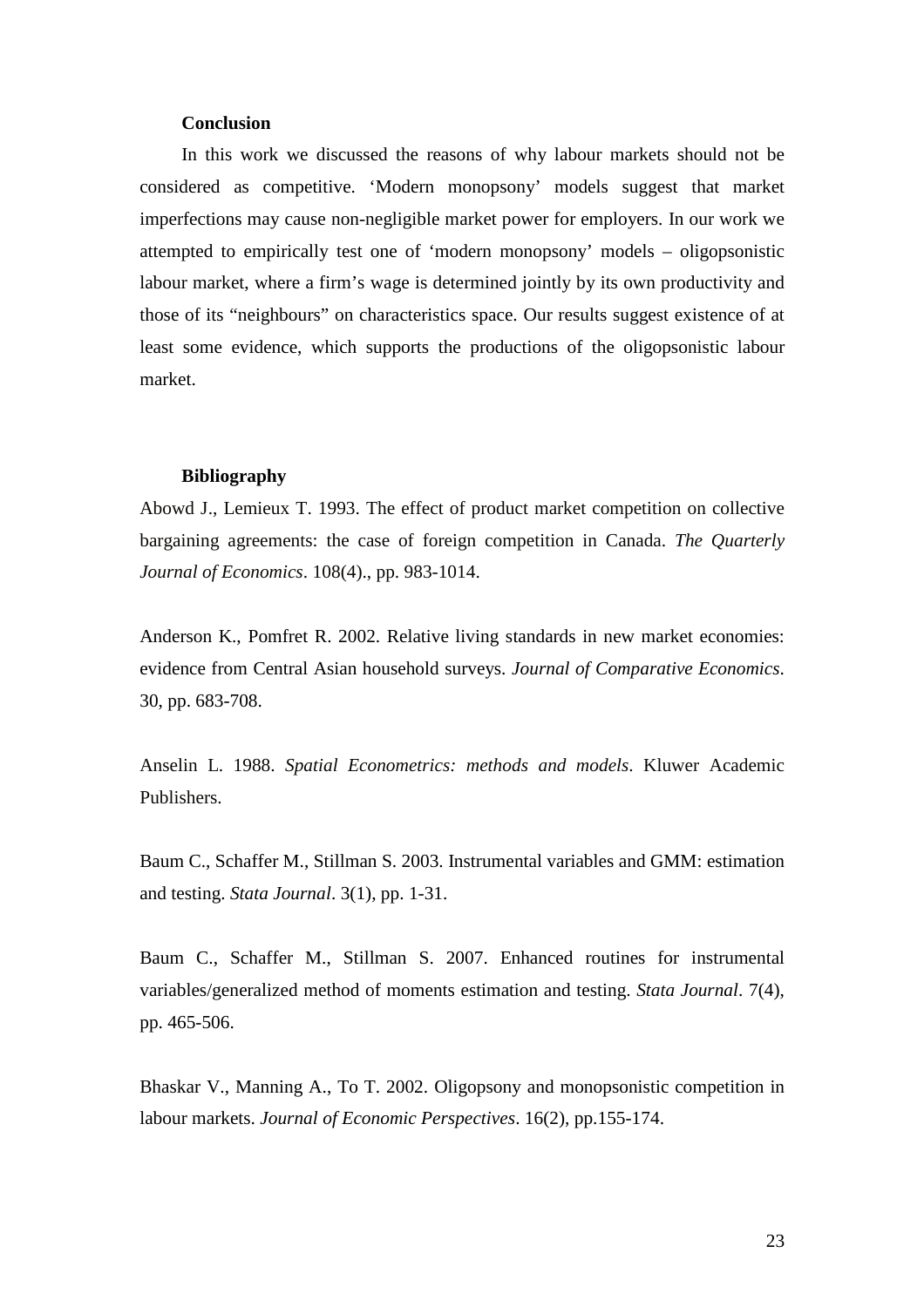## Conclusion

In this work we discussed the reasons of why labour markets should not be considered as competitive. 'Modern monopsony' models suggest that market imperfections may cause non-negligible market power for employers. In our work we attempted to empirically test one of 'modern monopsony' models – oligopsonistic labour market, where a firm's wage is determined jointly by its own productivity and those of its "neighbours" on characteristics space. Our results suggest existence of at least some evidence, which supports the productions of the oligopsonistic labour market.

## Bibliography

Abowd J., Lemieux T. 1993. The effect of product market competition on collective bargaining agreements: the case of foreign competition in Canada. *The Quarterly Journal of Economics*. 108(4)., pp. 983-1014.

Anderson K., Pomfret R. 2002. Relative living standards in new market economies: evidence from Central Asian household surveys. *Journal of Comparative Economics*. 30, pp. 683-708.

Anselin L. 1988. *Spatial Econometrics: methods and models*. Kluwer Academic Publishers.

Baum C., Schaffer M., Stillman S. 2003. Instrumental variables and GMM: estimation and testing. *Stata Journal*. 3(1), pp. 1-31.

Baum C., Schaffer M., Stillman S. 2007. Enhanced routines for instrumental variables/generalized method of moments estimation and testing. *Stata Journal*. 7(4), pp. 465-506.

Bhaskar V., Manning A., To T. 2002. Oligopsony and monopsonistic competition in labour markets. *Journal of Economic Perspectives*. 16(2), pp.155-174.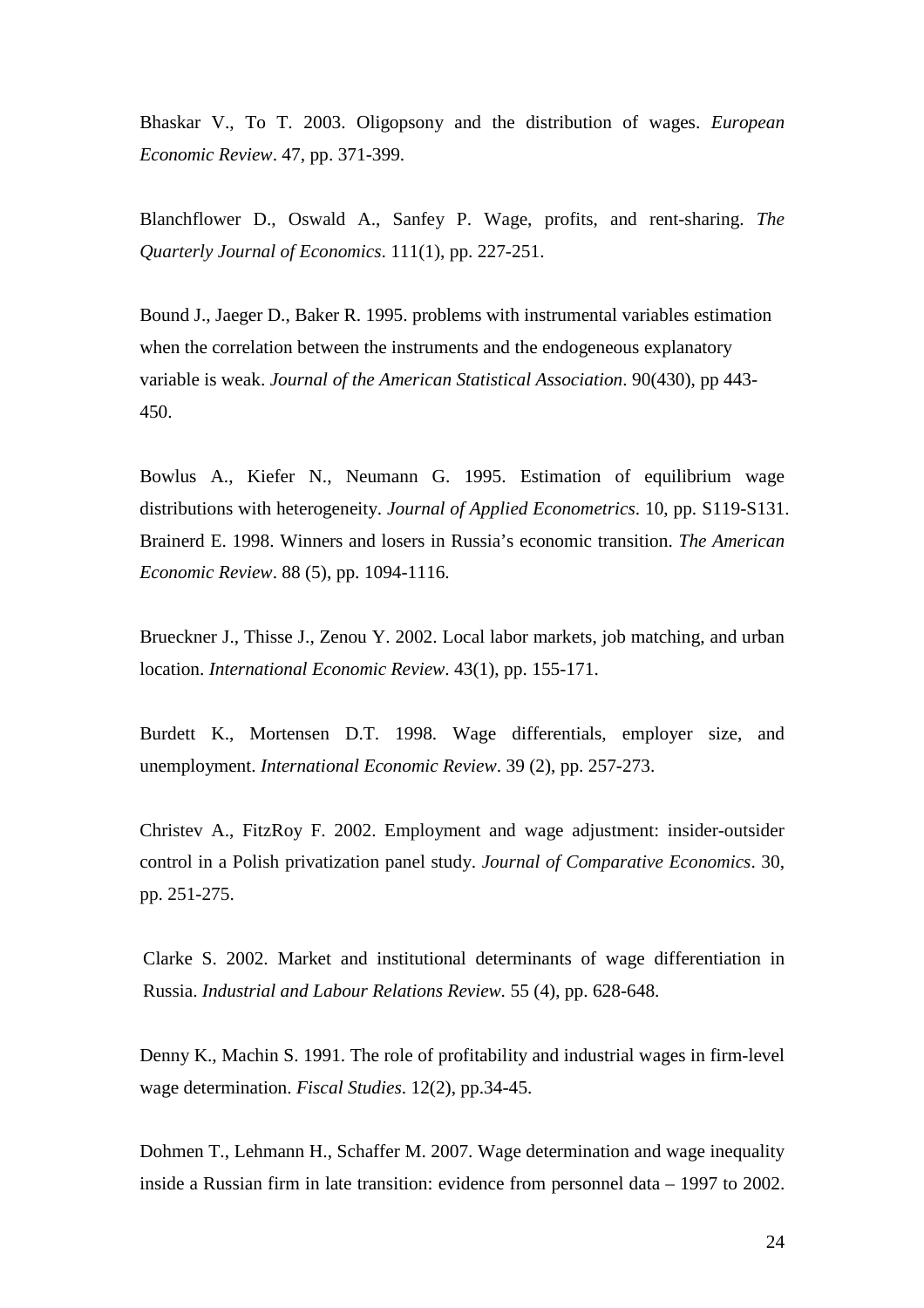Bhaskar V., To T. 2003. Oligopsony and the distribution of wages. *European Economic Review*. 47, pp. 371-399.

Blanchflower D., Oswald A., Sanfey P. Wage, profits, and rent-sharing. *The Quarterly Journal of Economics*. 111(1), pp. 227-251.

Bound J., Jaeger D., Baker R. 1995. problems with instrumental variables estimation when the correlation between the instruments and the endogeneous explanatory variable is weak. *Journal of the American Statistical Association*. 90(430), pp 443-450.

Bowlus A., Kiefer N., Neumann G. 1995. Estimation of equilibrium wage distributions with heterogeneity. *Journal of Applied Econometrics*. 10, pp. S119-S131.

Brainerd E. 1998. Winners and losers in Russia's economic transition. *The American Economic Review*. 88 (5), pp. 1094-1116.

Brueckner J., Thisse J., Zenou Y. 2002. Local labor markets, job matching, and urban location. *International Economic Review*. 43(1), pp. 155-171.

Burdett K., Mortensen D.T. 1998. Wage differentials, employer size, and unemployment. *International Economic Review*. 39 (2), pp. 257-273.

Christev A., FitzRoy F. 2002. Employment and wage adjustment: insider-outsider control in a Polish privatization panel study. *Journal of Comparative Economics*. 30, pp. 251-275.

Clarke S. 2002. Market and institutional determinants of wage differentiation in Russia. *Industrial and Labour Relations Review*. 55 (4), pp. 628-648.

Denny K., Machin S. 1991. The role of profitability and industrial wages in firm-level wage determination. *Fiscal Studies*. 12(2), pp.34-45.

Dohmen T., Lehmann H., Schaffer M. 2007. Wage determination and wage inequality inside a Russian firm in late transition: evidence from personnel data – 1997 to 2002.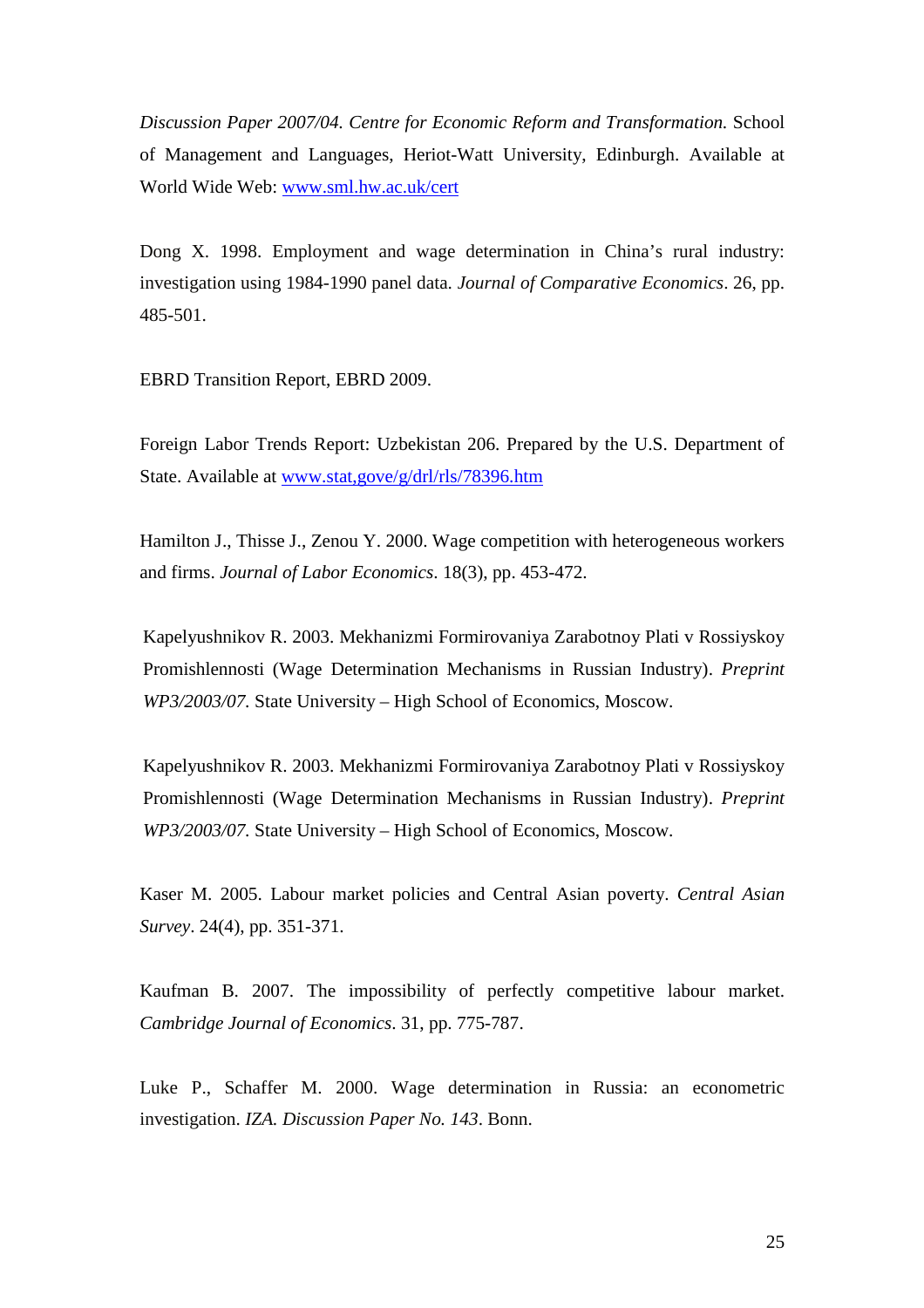*Discussion Paper 2007/04. Centre for Economic Reform and Transformation.* School of Management and Languages, Heriot-Watt University, Edinburgh. Available at World Wide Web: www.sml.hw.ac.uk/cert

Dong X. 1998. Employment and wage determination in China's rural industry: investigation using 1984-1990 panel data. *Journal of Comparative Economics*. 26, pp. 485-501.

EBRD Transition Report, EBRD 2009.

Foreign Labor Trends Report: Uzbekistan 206. Prepared by the U.S. Department of State. Available at www.stat,gove/g/drl/rls/78396.htm

Hamilton J., Thisse J., Zenou Y. 2000. Wage competition with heterogeneous workers and firms. *Journal of Labor Economics*. 18(3), pp. 453-472.

Kapelyushnikov R. 2003. Mekhanizmi Formirovaniya Zarabotnoy Plati v Rossiyskoy Promishlennosti (Wage Determination Mechanisms in Russian Industry). *Preprint WP3/2003/07.* State University – High School of Economics, Moscow.

Kapelyushnikov R. 2003. Mekhanizmi Formirovaniya Zarabotnoy Plati v Rossiyskoy Promishlennosti (Wage Determination Mechanisms in Russian Industry). *Preprint WP3/2003/07.* State University – High School of Economics, Moscow.

Kaser M. 2005. Labour market policies and Central Asian poverty. *Central Asian Survey*. 24(4), pp. 351-371.

Kaufman B. 2007. The impossibility of perfectly competitive labour market. *Cambridge Journal of Economics*. 31, pp. 775-787.

Luke P., Schaffer M. 2000. Wage determination in Russia: an econometric investigation. *IZA. Discussion Paper No. 143*. Bonn.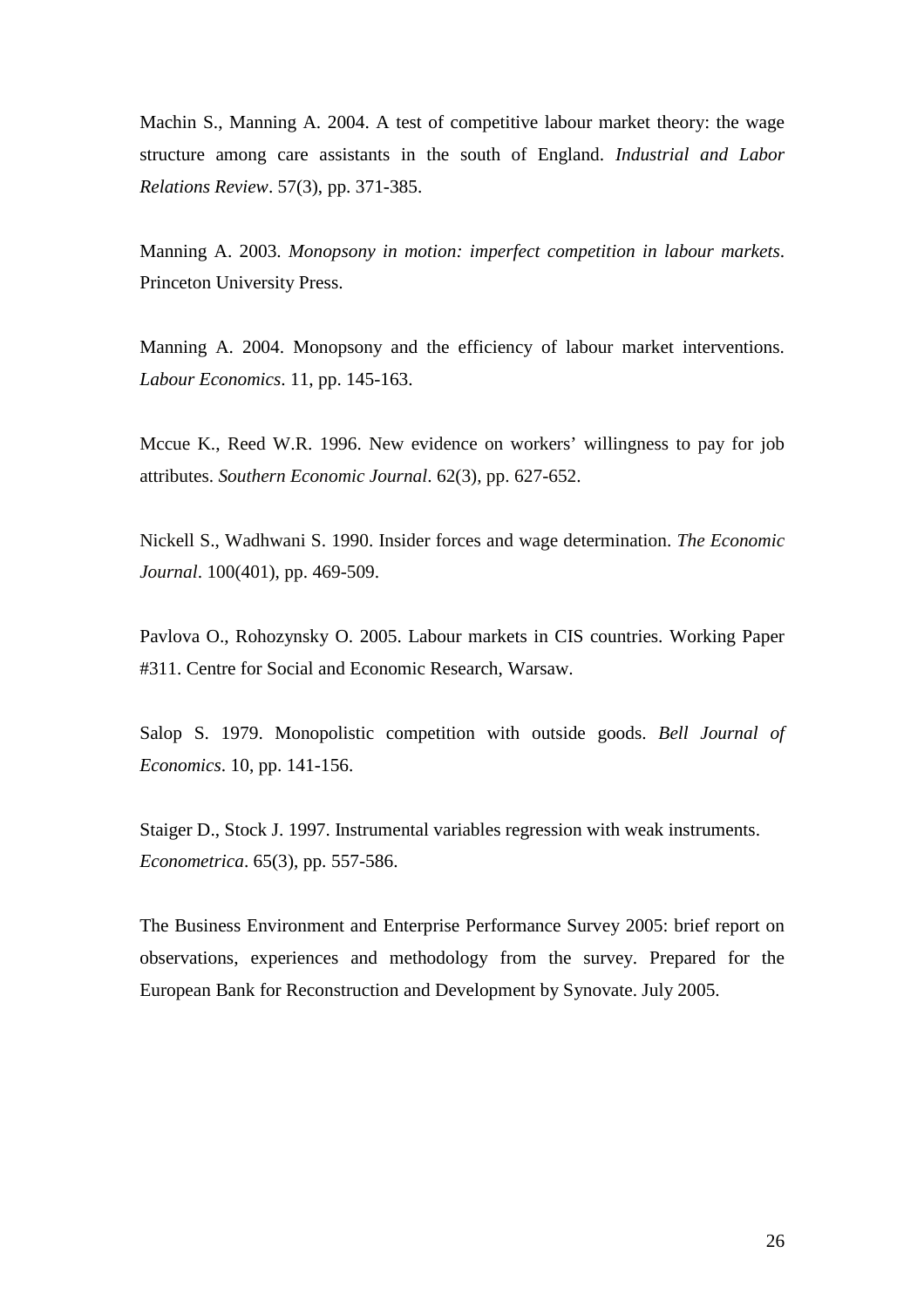Machin S., Manning A. 2004. A test of competitive labour market theory: the wage structure among care assistants in the south of England. *Industrial and Labor Relations Review*. 57(3), pp. 371-385.

Manning A. 2003. *Monopsony in motion: imperfect competition in labour markets*. Princeton University Press.

Manning A. 2004. Monopsony and the efficiency of labour market interventions. *Labour Economics*. 11, pp. 145-163.

Mccue K., Reed W.R. 1996. New evidence on workers' willingness to pay for job attributes. *Southern Economic Journal*. 62(3), pp. 627-652.

Nickell S., Wadhwani S. 1990. Insider forces and wage determination. *The Economic Journal*. 100(401), pp. 469-509.

Pavlova O., Rohozynsky O. 2005. Labour markets in CIS countries. Working Paper #311. Centre for Social and Economic Research, Warsaw.

Salop S. 1979. Monopolistic competition with outside goods. *Bell Journal of Economics*. 10, pp. 141-156.

Staiger D., Stock J. 1997. Instrumental variables regression with weak instruments. *Econometrica*. 65(3), pp. 557-586.

The Business Environment and Enterprise Performance Survey 2005: brief report on observations, experiences and methodology from the survey. Prepared for the European Bank for Reconstruction and Development by Synovate. July 2005.